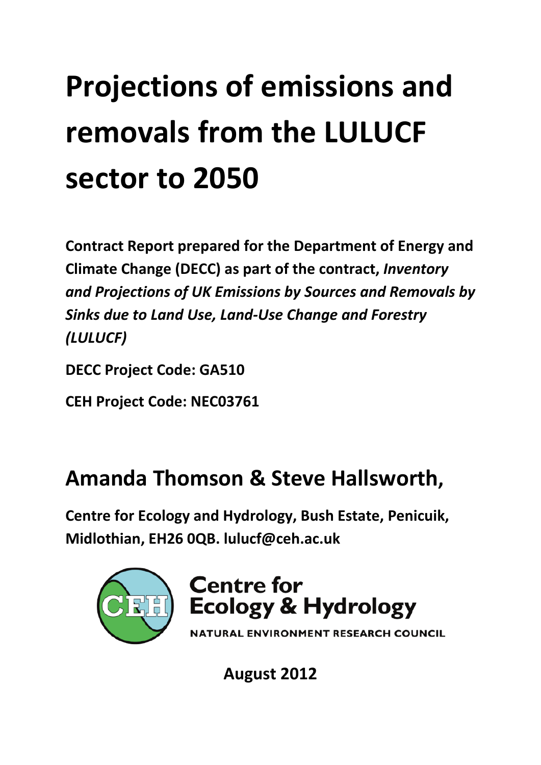# Projections of emissions and removals from the LULUCF sector to 2050

**Contract Report prepared for the Department of Energy and Climate Change (DECC) as part of the contract, *Inventory and Projections of UK Emissions by Sources and Removals by Sinks due to Land Use, Land-Use Change and Forestry (LULUCF)***

**DECC Project Code: GA510**

**CEH Project Code: NEC03761**

## Amanda Thomson & Steve Hallsworth,

**Centre for Ecology and Hydrology, Bush Estate, Penicuik, Midlothian, EH26 0QB. lulucf@ceh.ac.uk**

Centre for Ecology & Hydrology

NATURAL ENVIRONMENT RESEARCH COUNCIL

**August 2012**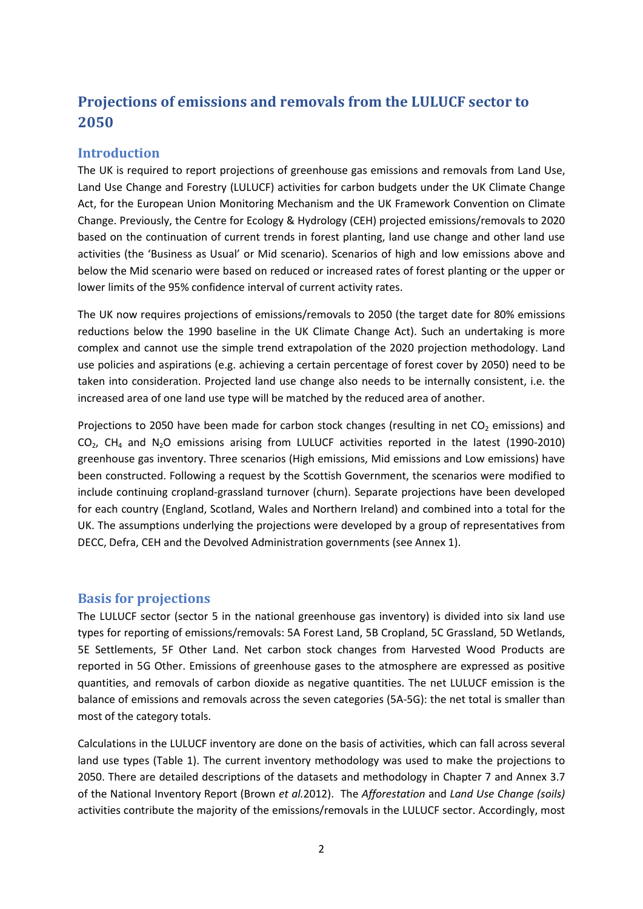# Projections of emissions and removals from the LULUCF sector to 2050

## Introduction

The UK is required to report projections of greenhouse gas emissions and removals from Land Use, Land Use Change and Forestry (LULUCF) activities for carbon budgets under the UK Climate Change Act, for the European Union Monitoring Mechanism and the UK Framework Convention on Climate Change. Previously, the Centre for Ecology & Hydrology (CEH) projected emissions/removals to 2020 based on the continuation of current trends in forest planting, land use change and other land use activities (the 'Business as Usual' or Mid scenario). Scenarios of high and low emissions above and below the Mid scenario were based on reduced or increased rates of forest planting or the upper or lower limits of the 95% confidence interval of current activity rates.

The UK now requires projections of emissions/removals to 2050 (the target date for 80% emissions reductions below the 1990 baseline in the UK Climate Change Act). Such an undertaking is more complex and cannot use the simple trend extrapolation of the 2020 projection methodology. Land use policies and aspirations (e.g. achieving a certain percentage of forest cover by 2050) need to be taken into consideration. Projected land use change also needs to be internally consistent, i.e. the increased area of one land use type will be matched by the reduced area of another.

Projections to 2050 have been made for carbon stock changes (resulting in net $CO_2$ emissions) and $CO_2$, $CH_4$ and $N_2O$ emissions arising from LULUCF activities reported in the latest (1990-2010) greenhouse gas inventory. Three scenarios (High emissions, Mid emissions and Low emissions) have been constructed. Following a request by the Scottish Government, the scenarios were modified to include continuing cropland-grassland turnover (churn). Separate projections have been developed for each country (England, Scotland, Wales and Northern Ireland) and combined into a total for the UK. The assumptions underlying the projections were developed by a group of representatives from DECC, Defra, CEH and the Devolved Administration governments (see Annex 1).

## Basis for projections

The LULUCF sector (sector 5 in the national greenhouse gas inventory) is divided into six land use types for reporting of emissions/removals: 5A Forest Land, 5B Cropland, 5C Grassland, 5D Wetlands, 5E Settlements, 5F Other Land. Net carbon stock changes from Harvested Wood Products are reported in 5G Other. Emissions of greenhouse gases to the atmosphere are expressed as positive quantities, and removals of carbon dioxide as negative quantities. The net LULUCF emission is the balance of emissions and removals across the seven categories (5A-5G): the net total is smaller than most of the category totals.

Calculations in the LULUCF inventory are done on the basis of activities, which can fall across several land use types (Table 1). The current inventory methodology was used to make the projections to 2050. There are detailed descriptions of the datasets and methodology in Chapter 7 and Annex 3.7 of the National Inventory Report (Brown *et al.*2012). The *Afforestation* and *Land Use Change (soils)* activities contribute the majority of the emissions/removals in the LULUCF sector. Accordingly, most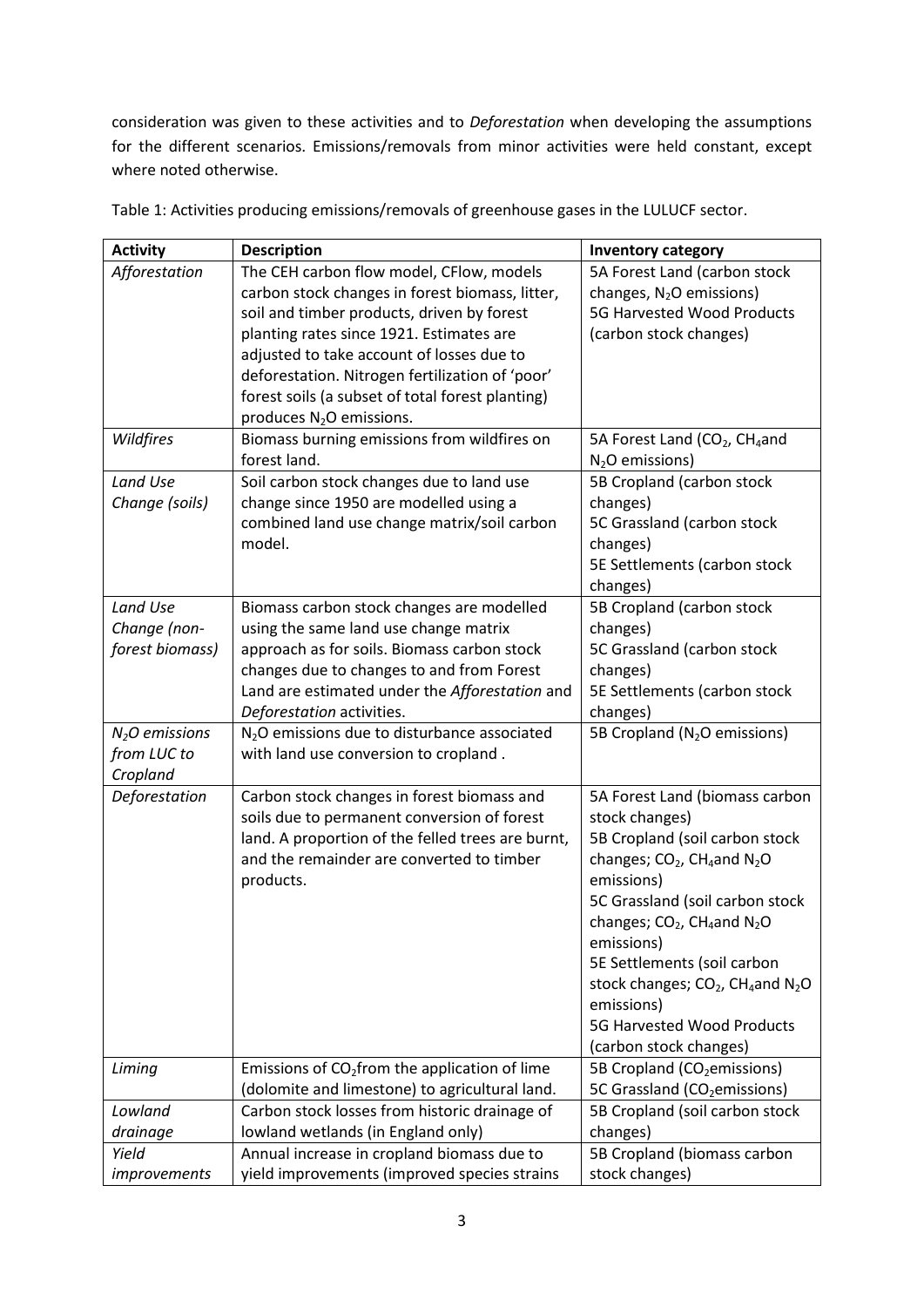consideration was given to these activities and to *Deforestation* when developing the assumptions for the different scenarios. Emissions/removals from minor activities were held constant, except where noted otherwise.

Table 1: Activities producing emissions/removals of greenhouse gases in the LULUCF sector.

| Activity | Description | Inventory category |
|---|---|---|
| *Afforestation* | The CEH carbon flow model, CFlow, models carbon stock changes in forest biomass, litter, soil and timber products, driven by forest planting rates since 1921. Estimates are adjusted to take account of losses due to deforestation. Nitrogen fertilization of 'poor' forest soils (a subset of total forest planting) produces $N_2O$ emissions. | 5A Forest Land (carbon stock changes, $N_2O$ emissions)<br>5G Harvested Wood Products (carbon stock changes) |
| *Wildfires* | Biomass burning emissions from wildfires on forest land. | 5A Forest Land ($CO_2$, $CH_4$and $N_2O$ emissions) |
| *Land Use Change (soils)* | Soil carbon stock changes due to land use change since 1950 are modelled using a combined land use change matrix/soil carbon model. | 5B Cropland (carbon stock changes)<br>5C Grassland (carbon stock changes)<br>5E Settlements (carbon stock changes) |
| *Land Use Change (non-forest biomass)* | Biomass carbon stock changes are modelled using the same land use change matrix approach as for soils. Biomass carbon stock changes due to changes to and from Forest Land are estimated under the *Afforestation* and *Deforestation* activities. | 5B Cropland (carbon stock changes)<br>5C Grassland (carbon stock changes)<br>5E Settlements (carbon stock changes) |
| *$N_2O$ emissions from LUC to Cropland* | $N_2O$ emissions due to disturbance associated with land use conversion to cropland . | 5B Cropland ($N_2O$ emissions) |
| *Deforestation* | Carbon stock changes in forest biomass and soils due to permanent conversion of forest land. A proportion of the felled trees are burnt, and the remainder are converted to timber products. | 5A Forest Land (biomass carbon stock changes)<br>5B Cropland (soil carbon stock changes; $CO_2$, $CH_4$and $N_2O$ emissions)<br>5C Grassland (soil carbon stock changes; $CO_2$, $CH_4$and $N_2O$ emissions)<br>5E Settlements (soil carbon stock changes; $CO_2$, $CH_4$and $N_2O$ emissions)<br>5G Harvested Wood Products (carbon stock changes) |
| *Liming* | Emissions of $CO_2$from the application of lime (dolomite and limestone) to agricultural land. | 5B Cropland ($CO_2$emissions)<br>5C Grassland ($CO_2$emissions) |
| *Lowland drainage* | Carbon stock losses from historic drainage of lowland wetlands (in England only) | 5B Cropland (soil carbon stock changes) |
| *Yield improvements* | Annual increase in cropland biomass due to yield improvements (improved species strains | 5B Cropland (biomass carbon stock changes) |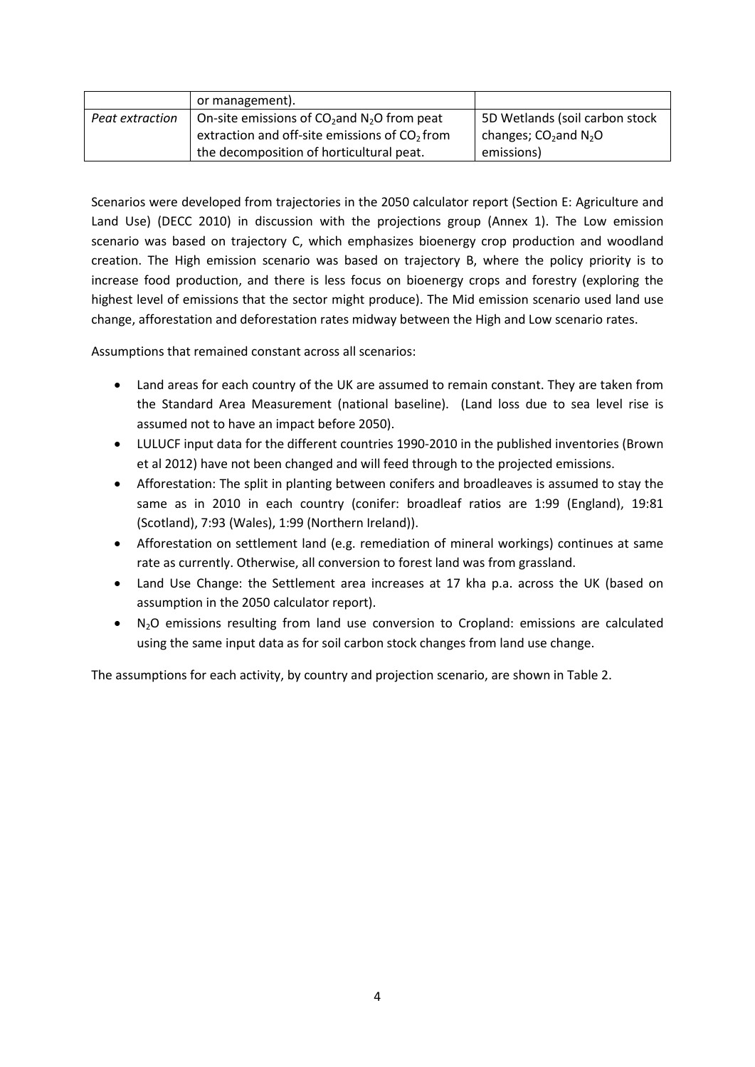|  | or management). |  |
| --- | --- | --- |
| *Peat extraction* | On-site emissions of $CO_2$ and $N_2O$ from peat extraction and off-site emissions of $CO_2$ from the decomposition of horticultural peat. | 5D Wetlands (soil carbon stock changes; $CO_2$ and $N_2O$ emissions) |

Scenarios were developed from trajectories in the 2050 calculator report (Section E: Agriculture and Land Use) (DECC 2010) in discussion with the projections group (Annex 1). The Low emission scenario was based on trajectory C, which emphasizes bioenergy crop production and woodland creation. The High emission scenario was based on trajectory B, where the policy priority is to increase food production, and there is less focus on bioenergy crops and forestry (exploring the highest level of emissions that the sector might produce). The Mid emission scenario used land use change, afforestation and deforestation rates midway between the High and Low scenario rates.

Assumptions that remained constant across all scenarios:

- Land areas for each country of the UK are assumed to remain constant. They are taken from the Standard Area Measurement (national baseline). (Land loss due to sea level rise is assumed not to have an impact before 2050).
- LULUCF input data for the different countries 1990-2010 in the published inventories (Brown et al 2012) have not been changed and will feed through to the projected emissions.
- Afforestation: The split in planting between conifers and broadleaves is assumed to stay the same as in 2010 in each country (conifer: broadleaf ratios are 1:99 (England), 19:81 (Scotland), 7:93 (Wales), 1:99 (Northern Ireland)).
- Afforestation on settlement land (e.g. remediation of mineral workings) continues at same rate as currently. Otherwise, all conversion to forest land was from grassland.
- Land Use Change: the Settlement area increases at 17 kha p.a. across the UK (based on assumption in the 2050 calculator report).
- $N_2O$ emissions resulting from land use conversion to Cropland: emissions are calculated using the same input data as for soil carbon stock changes from land use change.

The assumptions for each activity, by country and projection scenario, are shown in Table 2.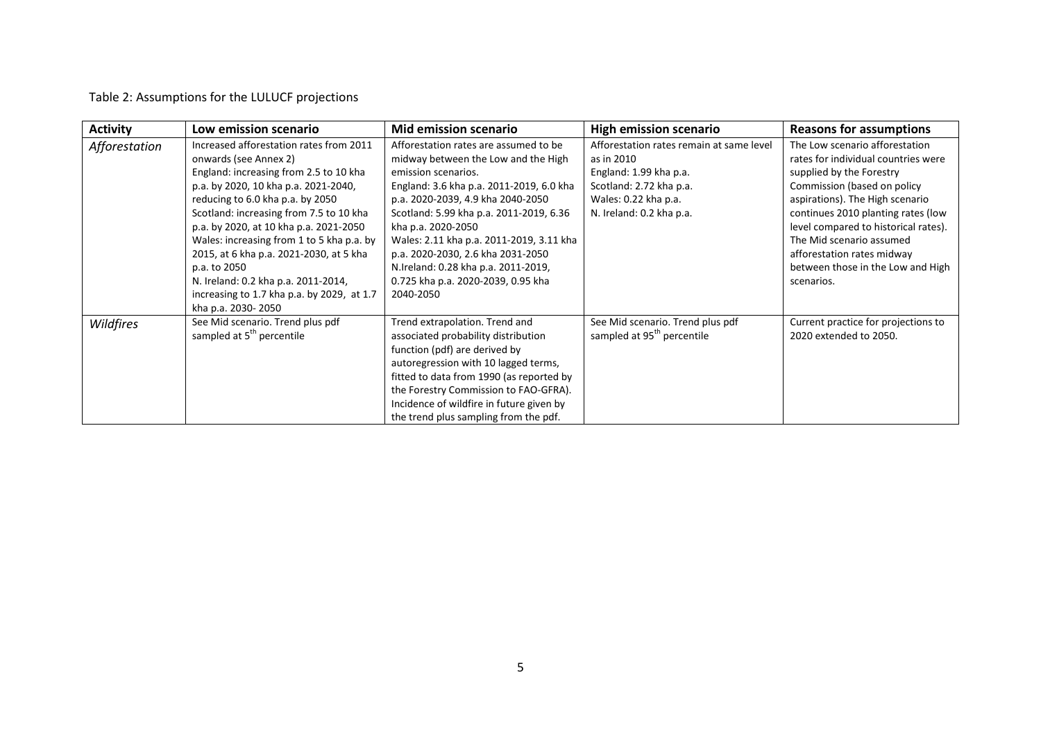Table 2: Assumptions for the LULUCF projections

| Activity | Low emission scenario | Mid emission scenario | High emission scenario | Reasons for assumptions |
|---|---|---|---|---|
| *Afforestation* | Increased afforestation rates from 2011 onwards (see Annex 2)<br>England: increasing from 2.5 to 10 kha p.a. by 2020, 10 kha p.a. 2021-2040, reducing to 6.0 kha p.a. by 2050<br>Scotland: increasing from 7.5 to 10 kha p.a. by 2020, at 10 kha p.a. 2021-2050<br>Wales: increasing from 1 to 5 kha p.a. by 2015, at 6 kha p.a. 2021-2030, at 5 kha p.a. to 2050<br>N. Ireland: 0.2 kha p.a. 2011-2014, increasing to 1.7 kha p.a. by 2029, at 1.7 kha p.a. 2030- 2050 | Afforestation rates are assumed to be midway between the Low and the High emission scenarios.<br>England: 3.6 kha p.a. 2011-2019, 6.0 kha p.a. 2020-2039, 4.9 kha 2040-2050<br>Scotland: 5.99 kha p.a. 2011-2019, 6.36 kha p.a. 2020-2050<br>Wales: 2.11 kha p.a. 2011-2019, 3.11 kha p.a. 2020-2030, 2.6 kha 2031-2050<br>N.Ireland: 0.28 kha p.a. 2011-2019, 0.725 kha p.a. 2020-2039, 0.95 kha 2040-2050 | Afforestation rates remain at same level as in 2010<br>England: 1.99 kha p.a.<br>Scotland: 2.72 kha p.a.<br>Wales: 0.22 kha p.a.<br>N. Ireland: 0.2 kha p.a. | The Low scenario afforestation rates for individual countries were supplied by the Forestry Commission (based on policy aspirations). The High scenario continues 2010 planting rates (low level compared to historical rates). The Mid scenario assumed afforestation rates midway between those in the Low and High scenarios. |
| *Wildfires* | See Mid scenario. Trend plus pdf sampled at 5th percentile | Trend extrapolation. Trend and associated probability distribution function (pdf) are derived by autoregression with 10 lagged terms, fitted to data from 1990 (as reported by the Forestry Commission to FAO-GFRA). Incidence of wildfire in future given by the trend plus sampling from the pdf. | See Mid scenario. Trend plus pdf sampled at 95th percentile | Current practice for projections to 2020 extended to 2050. |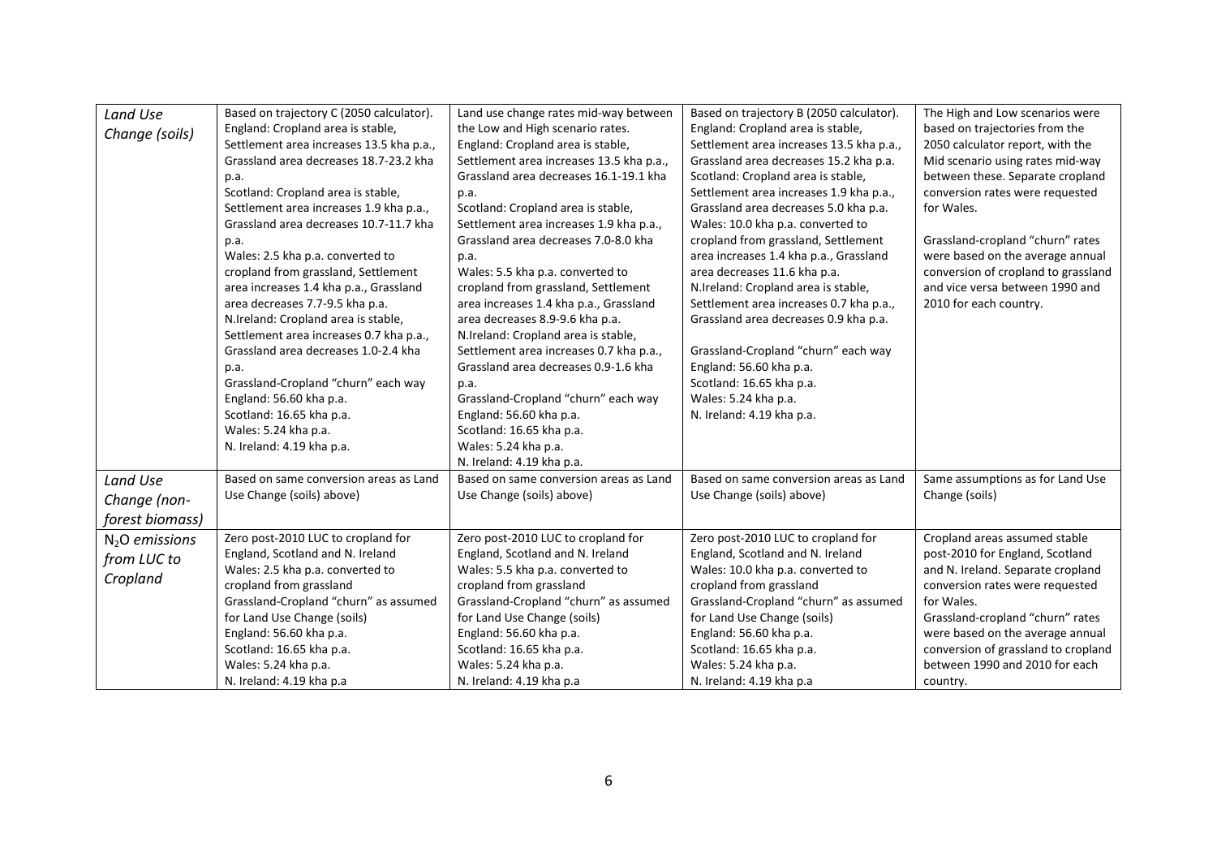| *Land Use Change (soils)* | Based on trajectory C (2050 calculator). England: Cropland area is stable, Settlement area increases 13.5 kha p.a., Grassland area decreases 18.7-23.2 kha p.a. Scotland: Cropland area is stable, Settlement area increases 1.9 kha p.a., Grassland area decreases 10.7-11.7 kha p.a. Wales: 2.5 kha p.a. converted to cropland from grassland, Settlement area increases 1.4 kha p.a., Grassland area decreases 7.7-9.5 kha p.a. N.Ireland: Cropland area is stable, Settlement area increases 0.7 kha p.a., Grassland area decreases 1.0-2.4 kha p.a. Grassland-Cropland "churn" each way England: 56.60 kha p.a. Scotland: 16.65 kha p.a. Wales: 5.24 kha p.a. N. Ireland: 4.19 kha p.a. | Land use change rates mid-way between the Low and High scenario rates. England: Cropland area is stable, Settlement area increases 13.5 kha p.a., Grassland area decreases 16.1-19.1 kha p.a. Scotland: Cropland area is stable, Settlement area increases 1.9 kha p.a., Grassland area decreases 7.0-8.0 kha p.a. Wales: 5.5 kha p.a. converted to cropland from grassland, Settlement area increases 1.4 kha p.a., Grassland area decreases 8.9-9.6 kha p.a. N.Ireland: Cropland area is stable, Settlement area increases 0.7 kha p.a., Grassland area decreases 0.9-1.6 kha p.a. Grassland-Cropland "churn" each way England: 56.60 kha p.a. Scotland: 16.65 kha p.a. Wales: 5.24 kha p.a. N. Ireland: 4.19 kha p.a. | Based on trajectory B (2050 calculator). England: Cropland area is stable, Settlement area increases 13.5 kha p.a., Grassland area decreases 15.2 kha p.a. Scotland: Cropland area is stable, Settlement area increases 1.9 kha p.a., Grassland area decreases 5.0 kha p.a. Wales: 10.0 kha p.a. converted to cropland from grassland, Settlement area increases 1.4 kha p.a., Grassland area decreases 11.6 kha p.a. N.Ireland: Cropland area is stable, Settlement area increases 0.7 kha p.a., Grassland area decreases 0.9 kha p.a. Grassland-Cropland "churn" each way England: 56.60 kha p.a. Scotland: 16.65 kha p.a. Wales: 5.24 kha p.a. N. Ireland: 4.19 kha p.a. | The High and Low scenarios were based on trajectories from the 2050 calculator report, with the Mid scenario using rates mid-way between these. Separate cropland conversion rates were requested for Wales. Grassland-cropland "churn" rates were based on the average annual conversion of cropland to grassland and vice versa between 1990 and 2010 for each country. |
|---|---|---|---|---|
| *Land Use Change (non-forest biomass)* | Based on same conversion areas as Land Use Change (soils) above | Based on same conversion areas as Land Use Change (soils) above | Based on same conversion areas as Land Use Change (soils) above | Same assumptions as for Land Use Change (soils) |
| *$N_2O$ emissions from LUC to Cropland* | Zero post-2010 LUC to cropland for England, Scotland and N. Ireland Wales: 2.5 kha p.a. converted to cropland from grassland Grassland-Cropland "churn" as assumed for Land Use Change (soils) England: 56.60 kha p.a. Scotland: 16.65 kha p.a. Wales: 5.24 kha p.a. N. Ireland: 4.19 kha p.a | Zero post-2010 LUC to cropland for England, Scotland and N. Ireland Wales: 5.5 kha p.a. converted to cropland from grassland Grassland-Cropland "churn" as assumed for Land Use Change (soils) England: 56.60 kha p.a. Scotland: 16.65 kha p.a. Wales: 5.24 kha p.a. N. Ireland: 4.19 kha p.a | Zero post-2010 LUC to cropland for England, Scotland and N. Ireland Wales: 10.0 kha p.a. converted to cropland from grassland Grassland-Cropland "churn" as assumed for Land Use Change (soils) England: 56.60 kha p.a. Scotland: 16.65 kha p.a. Wales: 5.24 kha p.a. N. Ireland: 4.19 kha p.a | Cropland areas assumed stable post-2010 for England, Scotland and N. Ireland. Separate cropland conversion rates were requested for Wales. Grassland-cropland "churn" rates were based on the average annual conversion of grassland to cropland between 1990 and 2010 for each country. |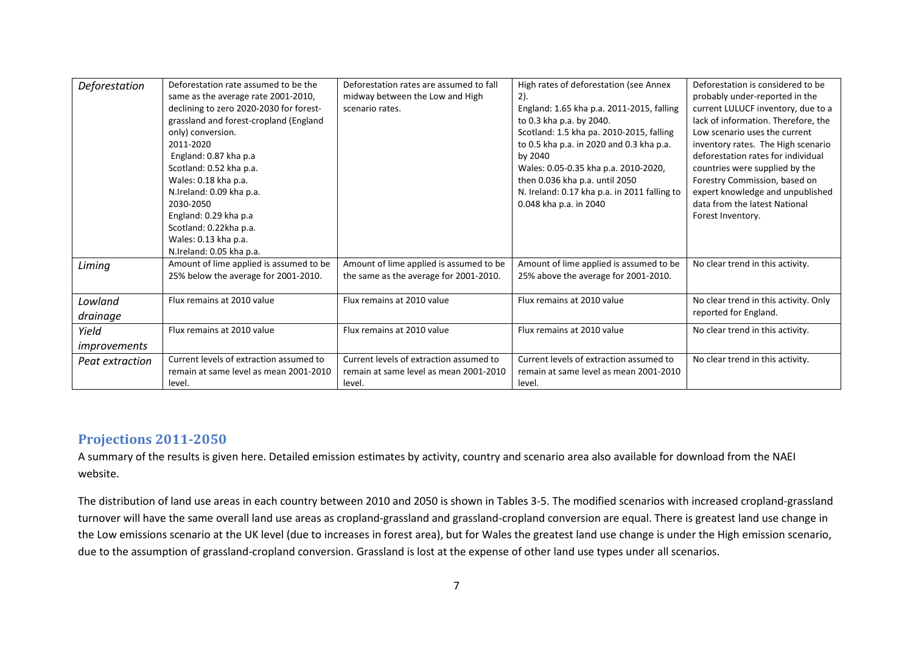| | | | | |
|---|---|---|---|---|
| *Deforestation* | Deforestation rate assumed to be the same as the average rate 2001-2010, declining to zero 2020-2030 for forest-grassland and forest-cropland (England only) conversion.<br>2011-2020<br>England: 0.87 kha p.a<br>Scotland: 0.52 kha p.a.<br>Wales: 0.18 kha p.a.<br>N.Ireland: 0.09 kha p.a.<br>2030-2050<br>England: 0.29 kha p.a<br>Scotland: 0.22kha p.a.<br>Wales: 0.13 kha p.a.<br>N.Ireland: 0.05 kha p.a. | Deforestation rates are assumed to fall midway between the Low and High scenario rates. | High rates of deforestation (see Annex 2).<br>England: 1.65 kha p.a. 2011-2015, falling to 0.3 kha p.a. by 2040.<br>Scotland: 1.5 kha pa. 2010-2015, falling to 0.5 kha p.a. in 2020 and 0.3 kha p.a. by 2040<br>Wales: 0.05-0.35 kha p.a. 2010-2020, then 0.036 kha p.a. until 2050<br>N. Ireland: 0.17 kha p.a. in 2011 falling to 0.048 kha p.a. in 2040 | Deforestation is considered to be probably under-reported in the current LULUCF inventory, due to a lack of information. Therefore, the Low scenario uses the current inventory rates. The High scenario deforestation rates for individual countries were supplied by the Forestry Commission, based on expert knowledge and unpublished data from the latest National Forest Inventory. |
| *Liming* | Amount of lime applied is assumed to be 25% below the average for 2001-2010. | Amount of lime applied is assumed to be the same as the average for 2001-2010. | Amount of lime applied is assumed to be 25% above the average for 2001-2010. | No clear trend in this activity. |
| *Lowland drainage* | Flux remains at 2010 value | Flux remains at 2010 value | Flux remains at 2010 value | No clear trend in this activity. Only reported for England. |
| *Yield improvements* | Flux remains at 2010 value | Flux remains at 2010 value | Flux remains at 2010 value | No clear trend in this activity. |
| *Peat extraction* | Current levels of extraction assumed to remain at same level as mean 2001-2010 level. | Current levels of extraction assumed to remain at same level as mean 2001-2010 level. | Current levels of extraction assumed to remain at same level as mean 2001-2010 level. | No clear trend in this activity. |

## Projections 2011-2050

A summary of the results is given here. Detailed emission estimates by activity, country and scenario area also available for download from the NAEI website.

The distribution of land use areas in each country between 2010 and 2050 is shown in Tables 3-5. The modified scenarios with increased cropland-grassland turnover will have the same overall land use areas as cropland-grassland and grassland-cropland conversion are equal. There is greatest land use change in the Low emissions scenario at the UK level (due to increases in forest area), but for Wales the greatest land use change is under the High emission scenario, due to the assumption of grassland-cropland conversion. Grassland is lost at the expense of other land use types under all scenarios.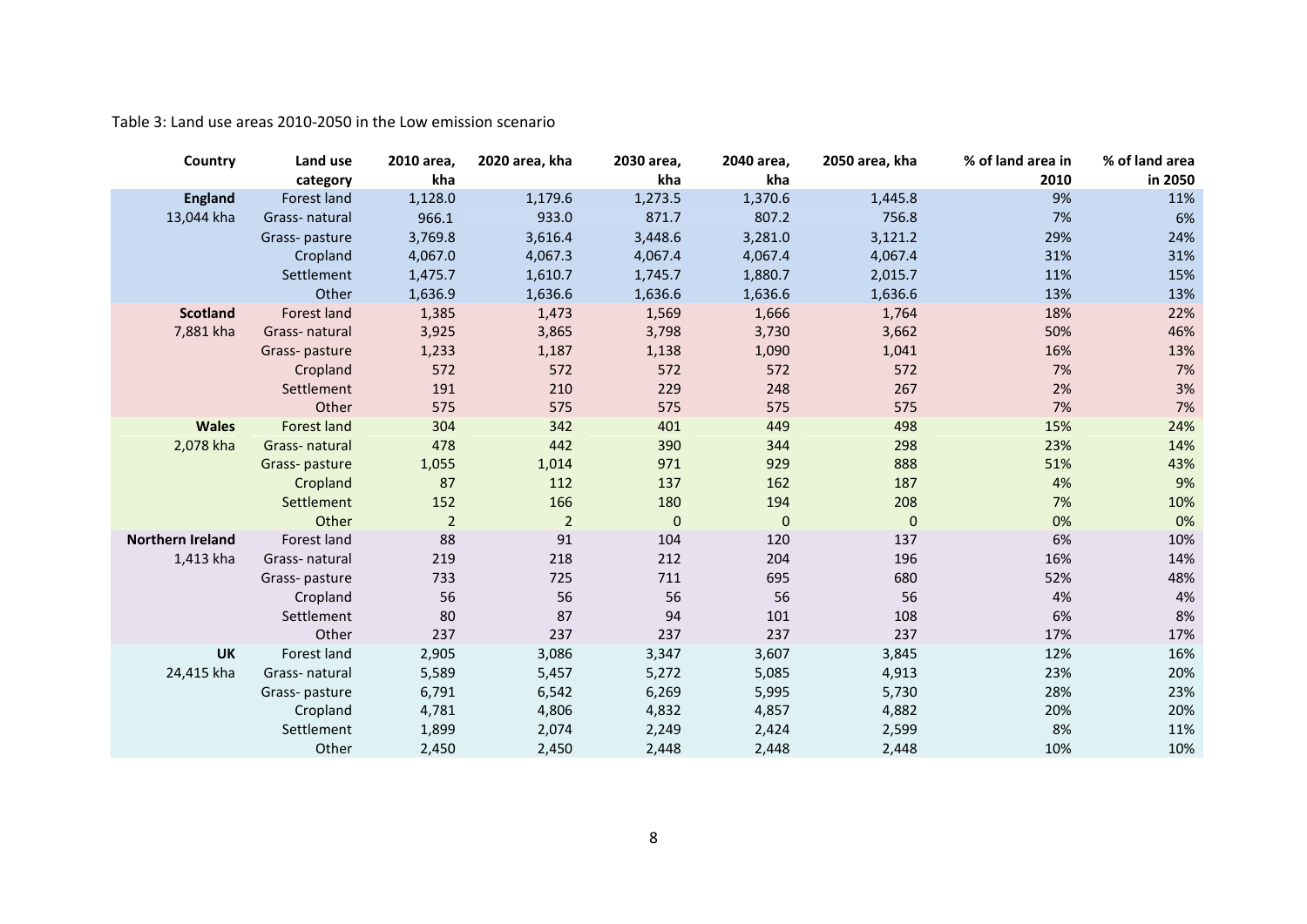Table 3: Land use areas 2010-2050 in the Low emission scenario

| Country | Land use category | 2010 area, kha | 2020 area, kha | 2030 area, kha | 2040 area, kha | 2050 area, kha | % of land area in 2010 | % of land area in 2050 |
|---|---|---|---|---|---|---|---|---|
| **England** | Forest land | 1,128.0 | 1,179.6 | 1,273.5 | 1,370.6 | 1,445.8 | 9% | 11% |
| 13,044 kha | Grass- natural | 966.1 | 933.0 | 871.7 | 807.2 | 756.8 | 7% | 6% |
| | Grass- pasture | 3,769.8 | 3,616.4 | 3,448.6 | 3,281.0 | 3,121.2 | 29% | 24% |
| | Cropland | 4,067.0 | 4,067.3 | 4,067.4 | 4,067.4 | 4,067.4 | 31% | 31% |
| | Settlement | 1,475.7 | 1,610.7 | 1,745.7 | 1,880.7 | 2,015.7 | 11% | 15% |
| | Other | 1,636.9 | 1,636.6 | 1,636.6 | 1,636.6 | 1,636.6 | 13% | 13% |
| **Scotland** | Forest land | 1,385 | 1,473 | 1,569 | 1,666 | 1,764 | 18% | 22% |
| 7,881 kha | Grass- natural | 3,925 | 3,865 | 3,798 | 3,730 | 3,662 | 50% | 46% |
| | Grass- pasture | 1,233 | 1,187 | 1,138 | 1,090 | 1,041 | 16% | 13% |
| | Cropland | 572 | 572 | 572 | 572 | 572 | 7% | 7% |
| | Settlement | 191 | 210 | 229 | 248 | 267 | 2% | 3% |
| | Other | 575 | 575 | 575 | 575 | 575 | 7% | 7% |
| **Wales** | Forest land | 304 | 342 | 401 | 449 | 498 | 15% | 24% |
| 2,078 kha | Grass- natural | 478 | 442 | 390 | 344 | 298 | 23% | 14% |
| | Grass- pasture | 1,055 | 1,014 | 971 | 929 | 888 | 51% | 43% |
| | Cropland | 87 | 112 | 137 | 162 | 187 | 4% | 9% |
| | Settlement | 152 | 166 | 180 | 194 | 208 | 7% | 10% |
| | Other | 2 | 2 | 0 | 0 | 0 | 0% | 0% |
| **Northern Ireland** | Forest land | 88 | 91 | 104 | 120 | 137 | 6% | 10% |
| 1,413 kha | Grass- natural | 219 | 218 | 212 | 204 | 196 | 16% | 14% |
| | Grass- pasture | 733 | 725 | 711 | 695 | 680 | 52% | 48% |
| | Cropland | 56 | 56 | 56 | 56 | 56 | 4% | 4% |
| | Settlement | 80 | 87 | 94 | 101 | 108 | 6% | 8% |
| | Other | 237 | 237 | 237 | 237 | 237 | 17% | 17% |
| **UK** | Forest land | 2,905 | 3,086 | 3,347 | 3,607 | 3,845 | 12% | 16% |
| 24,415 kha | Grass- natural | 5,589 | 5,457 | 5,272 | 5,085 | 4,913 | 23% | 20% |
| | Grass- pasture | 6,791 | 6,542 | 6,269 | 5,995 | 5,730 | 28% | 23% |
| | Cropland | 4,781 | 4,806 | 4,832 | 4,857 | 4,882 | 20% | 20% |
| | Settlement | 1,899 | 2,074 | 2,249 | 2,424 | 2,599 | 8% | 11% |
| | Other | 2,450 | 2,450 | 2,448 | 2,448 | 2,448 | 10% | 10% |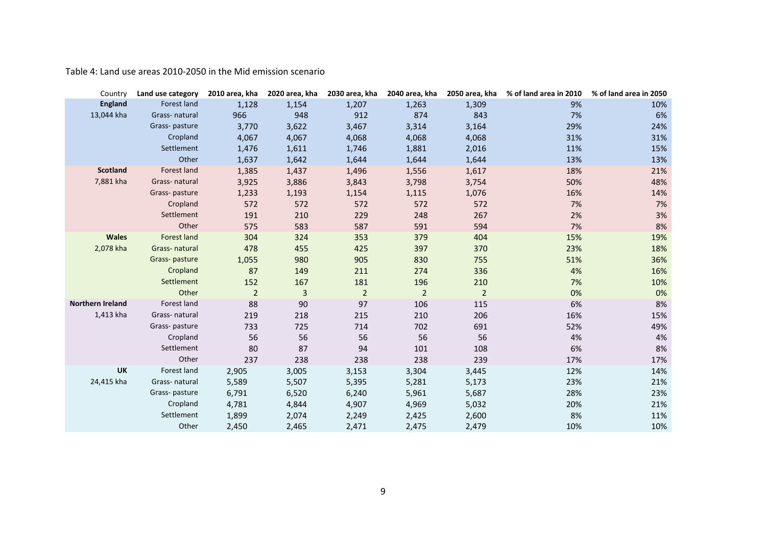Table 4: Land use areas 2010-2050 in the Mid emission scenario

| Country | Land use category | 2010 area, kha | 2020 area, kha | 2030 area, kha | 2040 area, kha | 2050 area, kha | % of land area in 2010 | % of land area in 2050 |
|---|---|---|---|---|---|---|---|---|
| **England** | Forest land | 1,128 | 1,154 | 1,207 | 1,263 | 1,309 | 9% | 10% |
| 13,044 kha | Grass- natural | 966 | 948 | 912 | 874 | 843 | 7% | 6% |
| | Grass- pasture | 3,770 | 3,622 | 3,467 | 3,314 | 3,164 | 29% | 24% |
| | Cropland | 4,067 | 4,067 | 4,068 | 4,068 | 4,068 | 31% | 31% |
| | Settlement | 1,476 | 1,611 | 1,746 | 1,881 | 2,016 | 11% | 15% |
| | Other | 1,637 | 1,642 | 1,644 | 1,644 | 1,644 | 13% | 13% |
| **Scotland** | Forest land | 1,385 | 1,437 | 1,496 | 1,556 | 1,617 | 18% | 21% |
| 7,881 kha | Grass- natural | 3,925 | 3,886 | 3,843 | 3,798 | 3,754 | 50% | 48% |
| | Grass- pasture | 1,233 | 1,193 | 1,154 | 1,115 | 1,076 | 16% | 14% |
| | Cropland | 572 | 572 | 572 | 572 | 572 | 7% | 7% |
| | Settlement | 191 | 210 | 229 | 248 | 267 | 2% | 3% |
| | Other | 575 | 583 | 587 | 591 | 594 | 7% | 8% |
| **Wales** | Forest land | 304 | 324 | 353 | 379 | 404 | 15% | 19% |
| 2,078 kha | Grass- natural | 478 | 455 | 425 | 397 | 370 | 23% | 18% |
| | Grass- pasture | 1,055 | 980 | 905 | 830 | 755 | 51% | 36% |
| | Cropland | 87 | 149 | 211 | 274 | 336 | 4% | 16% |
| | Settlement | 152 | 167 | 181 | 196 | 210 | 7% | 10% |
| | Other | 2 | 3 | 2 | 2 | 2 | 0% | 0% |
| **Northern Ireland** | Forest land | 88 | 90 | 97 | 106 | 115 | 6% | 8% |
| 1,413 kha | Grass- natural | 219 | 218 | 215 | 210 | 206 | 16% | 15% |
| | Grass- pasture | 733 | 725 | 714 | 702 | 691 | 52% | 49% |
| | Cropland | 56 | 56 | 56 | 56 | 56 | 4% | 4% |
| | Settlement | 80 | 87 | 94 | 101 | 108 | 6% | 8% |
| | Other | 237 | 238 | 238 | 238 | 239 | 17% | 17% |
| **UK** | Forest land | 2,905 | 3,005 | 3,153 | 3,304 | 3,445 | 12% | 14% |
| 24,415 kha | Grass- natural | 5,589 | 5,507 | 5,395 | 5,281 | 5,173 | 23% | 21% |
| | Grass- pasture | 6,791 | 6,520 | 6,240 | 5,961 | 5,687 | 28% | 23% |
| | Cropland | 4,781 | 4,844 | 4,907 | 4,969 | 5,032 | 20% | 21% |
| | Settlement | 1,899 | 2,074 | 2,249 | 2,425 | 2,600 | 8% | 11% |
| | Other | 2,450 | 2,465 | 2,471 | 2,475 | 2,479 | 10% | 10% |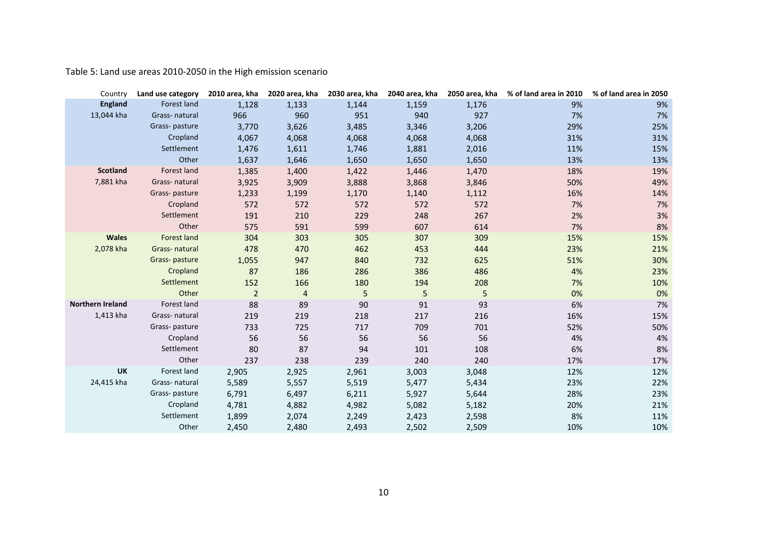Table 5: Land use areas 2010-2050 in the High emission scenario

| Country | Land use category | 2010 area, kha | 2020 area, kha | 2030 area, kha | 2040 area, kha | 2050 area, kha | % of land area in 2010 | % of land area in 2050 |
|---|---|---|---|---|---|---|---|---|
| **England** | Forest land | 1,128 | 1,133 | 1,144 | 1,159 | 1,176 | 9% | 9% |
| 13,044 kha | Grass- natural | 966 | 960 | 951 | 940 | 927 | 7% | 7% |
| | Grass- pasture | 3,770 | 3,626 | 3,485 | 3,346 | 3,206 | 29% | 25% |
| | Cropland | 4,067 | 4,068 | 4,068 | 4,068 | 4,068 | 31% | 31% |
| | Settlement | 1,476 | 1,611 | 1,746 | 1,881 | 2,016 | 11% | 15% |
| | Other | 1,637 | 1,646 | 1,650 | 1,650 | 1,650 | 13% | 13% |
| **Scotland** | Forest land | 1,385 | 1,400 | 1,422 | 1,446 | 1,470 | 18% | 19% |
| 7,881 kha | Grass- natural | 3,925 | 3,909 | 3,888 | 3,868 | 3,846 | 50% | 49% |
| | Grass- pasture | 1,233 | 1,199 | 1,170 | 1,140 | 1,112 | 16% | 14% |
| | Cropland | 572 | 572 | 572 | 572 | 572 | 7% | 7% |
| | Settlement | 191 | 210 | 229 | 248 | 267 | 2% | 3% |
| | Other | 575 | 591 | 599 | 607 | 614 | 7% | 8% |
| **Wales** | Forest land | 304 | 303 | 305 | 307 | 309 | 15% | 15% |
| 2,078 kha | Grass- natural | 478 | 470 | 462 | 453 | 444 | 23% | 21% |
| | Grass- pasture | 1,055 | 947 | 840 | 732 | 625 | 51% | 30% |
| | Cropland | 87 | 186 | 286 | 386 | 486 | 4% | 23% |
| | Settlement | 152 | 166 | 180 | 194 | 208 | 7% | 10% |
| | Other | 2 | 4 | 5 | 5 | 5 | 0% | 0% |
| **Northern Ireland** | Forest land | 88 | 89 | 90 | 91 | 93 | 6% | 7% |
| 1,413 kha | Grass- natural | 219 | 219 | 218 | 217 | 216 | 16% | 15% |
| | Grass- pasture | 733 | 725 | 717 | 709 | 701 | 52% | 50% |
| | Cropland | 56 | 56 | 56 | 56 | 56 | 4% | 4% |
| | Settlement | 80 | 87 | 94 | 101 | 108 | 6% | 8% |
| | Other | 237 | 238 | 239 | 240 | 240 | 17% | 17% |
| **UK** | Forest land | 2,905 | 2,925 | 2,961 | 3,003 | 3,048 | 12% | 12% |
| 24,415 kha | Grass- natural | 5,589 | 5,557 | 5,519 | 5,477 | 5,434 | 23% | 22% |
| | Grass- pasture | 6,791 | 6,497 | 6,211 | 5,927 | 5,644 | 28% | 23% |
| | Cropland | 4,781 | 4,882 | 4,982 | 5,082 | 5,182 | 20% | 21% |
| | Settlement | 1,899 | 2,074 | 2,249 | 2,423 | 2,598 | 8% | 11% |
| | Other | 2,450 | 2,480 | 2,493 | 2,502 | 2,509 | 10% | 10% |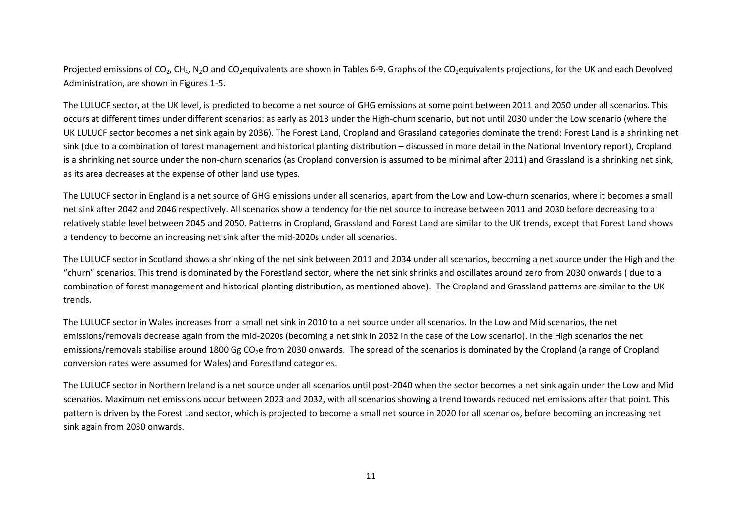Projected emissions of $CO_2$, $CH_4$, $N_2O$ and $CO_2$equivalents are shown in Tables 6-9. Graphs of the $CO_2$equivalents projections, for the UK and each Devolved Administration, are shown in Figures 1-5.

The LULUCF sector, at the UK level, is predicted to become a net source of GHG emissions at some point between 2011 and 2050 under all scenarios. This occurs at different times under different scenarios: as early as 2013 under the High-churn scenario, but not until 2030 under the Low scenario (where the UK LULUCF sector becomes a net sink again by 2036). The Forest Land, Cropland and Grassland categories dominate the trend: Forest Land is a shrinking net sink (due to a combination of forest management and historical planting distribution – discussed in more detail in the National Inventory report), Cropland is a shrinking net source under the non-churn scenarios (as Cropland conversion is assumed to be minimal after 2011) and Grassland is a shrinking net sink, as its area decreases at the expense of other land use types.

The LULUCF sector in England is a net source of GHG emissions under all scenarios, apart from the Low and Low-churn scenarios, where it becomes a small net sink after 2042 and 2046 respectively. All scenarios show a tendency for the net source to increase between 2011 and 2030 before decreasing to a relatively stable level between 2045 and 2050. Patterns in Cropland, Grassland and Forest Land are similar to the UK trends, except that Forest Land shows a tendency to become an increasing net sink after the mid-2020s under all scenarios.

The LULUCF sector in Scotland shows a shrinking of the net sink between 2011 and 2034 under all scenarios, becoming a net source under the High and the "churn" scenarios. This trend is dominated by the Forestland sector, where the net sink shrinks and oscillates around zero from 2030 onwards ( due to a combination of forest management and historical planting distribution, as mentioned above). The Cropland and Grassland patterns are similar to the UK trends.

The LULUCF sector in Wales increases from a small net sink in 2010 to a net source under all scenarios. In the Low and Mid scenarios, the net emissions/removals decrease again from the mid-2020s (becoming a net sink in 2032 in the case of the Low scenario). In the High scenarios the net emissions/removals stabilise around 1800 Gg $CO_2$e from 2030 onwards. The spread of the scenarios is dominated by the Cropland (a range of Cropland conversion rates were assumed for Wales) and Forestland categories.

The LULUCF sector in Northern Ireland is a net source under all scenarios until post-2040 when the sector becomes a net sink again under the Low and Mid scenarios. Maximum net emissions occur between 2023 and 2032, with all scenarios showing a trend towards reduced net emissions after that point. This pattern is driven by the Forest Land sector, which is projected to become a small net source in 2020 for all scenarios, before becoming an increasing net sink again from 2030 onwards.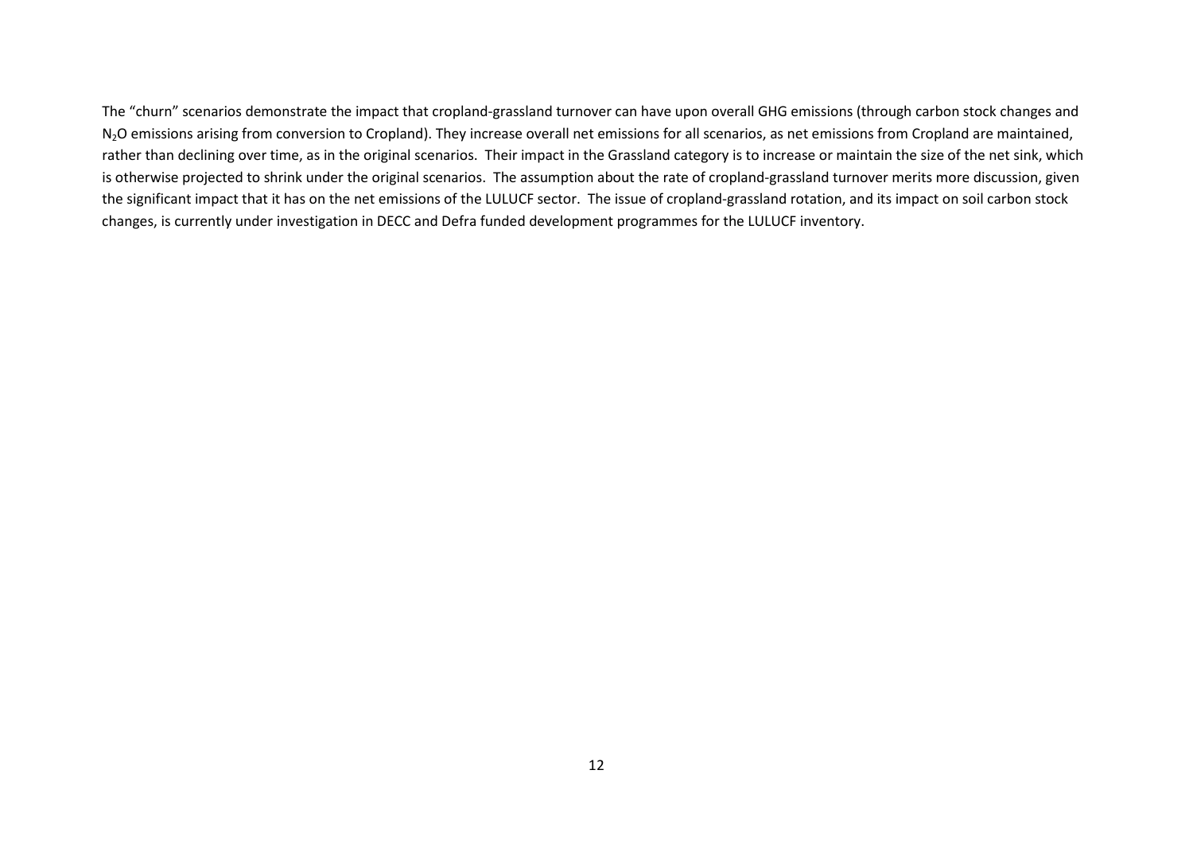The "churn" scenarios demonstrate the impact that cropland-grassland turnover can have upon overall GHG emissions (through carbon stock changes and $N_2O$ emissions arising from conversion to Cropland). They increase overall net emissions for all scenarios, as net emissions from Cropland are maintained, rather than declining over time, as in the original scenarios. Their impact in the Grassland category is to increase or maintain the size of the net sink, which is otherwise projected to shrink under the original scenarios. The assumption about the rate of cropland-grassland turnover merits more discussion, given the significant impact that it has on the net emissions of the LULUCF sector. The issue of cropland-grassland rotation, and its impact on soil carbon stock changes, is currently under investigation in DECC and Defra funded development programmes for the LULUCF inventory.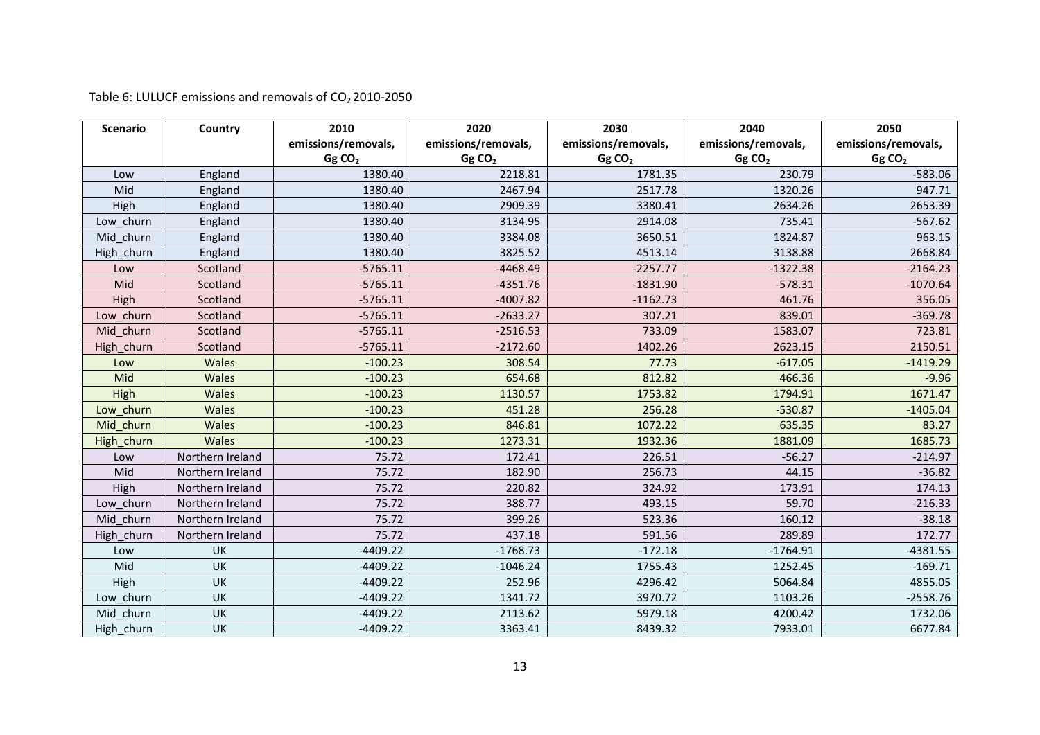Table 6: LULUCF emissions and removals of $CO_2$ 2010-2050

| Scenario | Country | 2010 emissions/removals, Gg $CO_2$ | 2020 emissions/removals, Gg $CO_2$ | 2030 emissions/removals, Gg $CO_2$ | 2040 emissions/removals, Gg $CO_2$ | 2050 emissions/removals, Gg $CO_2$ |
|---|---|---|---|---|---|---|
| Low | England | 1380.40 | 2218.81 | 1781.35 | 230.79 | -583.06 |
| Mid | England | 1380.40 | 2467.94 | 2517.78 | 1320.26 | 947.71 |
| High | England | 1380.40 | 2909.39 | 3380.41 | 2634.26 | 2653.39 |
| Low_churn | England | 1380.40 | 3134.95 | 2914.08 | 735.41 | -567.62 |
| Mid_churn | England | 1380.40 | 3384.08 | 3650.51 | 1824.87 | 963.15 |
| High_churn | England | 1380.40 | 3825.52 | 4513.14 | 3138.88 | 2668.84 |
| Low | Scotland | -5765.11 | -4468.49 | -2257.77 | -1322.38 | -2164.23 |
| Mid | Scotland | -5765.11 | -4351.76 | -1831.90 | -578.31 | -1070.64 |
| High | Scotland | -5765.11 | -4007.82 | -1162.73 | 461.76 | 356.05 |
| Low_churn | Scotland | -5765.11 | -2633.27 | 307.21 | 839.01 | -369.78 |
| Mid_churn | Scotland | -5765.11 | -2516.53 | 733.09 | 1583.07 | 723.81 |
| High_churn | Scotland | -5765.11 | -2172.60 | 1402.26 | 2623.15 | 2150.51 |
| Low | Wales | -100.23 | 308.54 | 77.73 | -617.05 | -1419.29 |
| Mid | Wales | -100.23 | 654.68 | 812.82 | 466.36 | -9.96 |
| High | Wales | -100.23 | 1130.57 | 1753.82 | 1794.91 | 1671.47 |
| Low_churn | Wales | -100.23 | 451.28 | 256.28 | -530.87 | -1405.04 |
| Mid_churn | Wales | -100.23 | 846.81 | 1072.22 | 635.35 | 83.27 |
| High_churn | Wales | -100.23 | 1273.31 | 1932.36 | 1881.09 | 1685.73 |
| Low | Northern Ireland | 75.72 | 172.41 | 226.51 | -56.27 | -214.97 |
| Mid | Northern Ireland | 75.72 | 182.90 | 256.73 | 44.15 | -36.82 |
| High | Northern Ireland | 75.72 | 220.82 | 324.92 | 173.91 | 174.13 |
| Low_churn | Northern Ireland | 75.72 | 388.77 | 493.15 | 59.70 | -216.33 |
| Mid_churn | Northern Ireland | 75.72 | 399.26 | 523.36 | 160.12 | -38.18 |
| High_churn | Northern Ireland | 75.72 | 437.18 | 591.56 | 289.89 | 172.77 |
| Low | UK | -4409.22 | -1768.73 | -172.18 | -1764.91 | -4381.55 |
| Mid | UK | -4409.22 | -1046.24 | 1755.43 | 1252.45 | -169.71 |
| High | UK | -4409.22 | 252.96 | 4296.42 | 5064.84 | 4855.05 |
| Low_churn | UK | -4409.22 | 1341.72 | 3970.72 | 1103.26 | -2558.76 |
| Mid_churn | UK | -4409.22 | 2113.62 | 5979.18 | 4200.42 | 1732.06 |
| High_churn | UK | -4409.22 | 3363.41 | 8439.32 | 7933.01 | 6677.84 |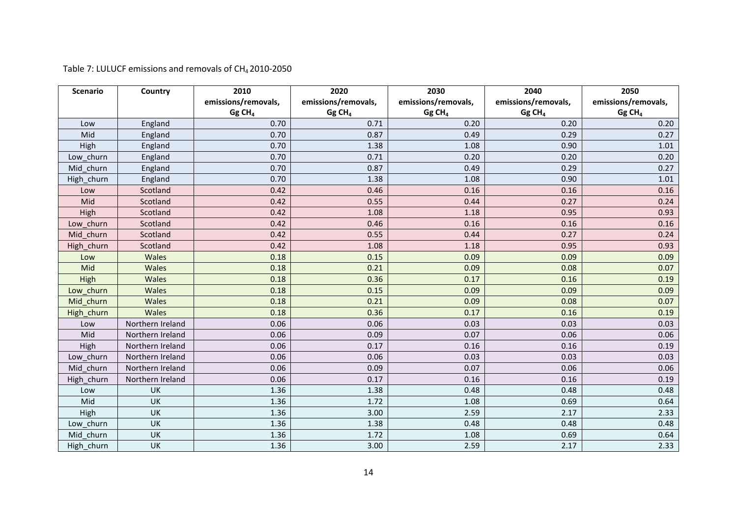Table 7: LULUCF emissions and removals of $CH_4$ 2010-2050

| Scenario | Country | 2010 emissions/removals, Gg $CH_4$ | 2020 emissions/removals, Gg $CH_4$ | 2030 emissions/removals, Gg $CH_4$ | 2040 emissions/removals, Gg $CH_4$ | 2050 emissions/removals, Gg $CH_4$ |
|---|---|---|---|---|---|---|
| Low | England | 0.70 | 0.71 | 0.20 | 0.20 | 0.20 |
| Mid | England | 0.70 | 0.87 | 0.49 | 0.29 | 0.27 |
| High | England | 0.70 | 1.38 | 1.08 | 0.90 | 1.01 |
| Low_churn | England | 0.70 | 0.71 | 0.20 | 0.20 | 0.20 |
| Mid_churn | England | 0.70 | 0.87 | 0.49 | 0.29 | 0.27 |
| High_churn | England | 0.70 | 1.38 | 1.08 | 0.90 | 1.01 |
| Low | Scotland | 0.42 | 0.46 | 0.16 | 0.16 | 0.16 |
| Mid | Scotland | 0.42 | 0.55 | 0.44 | 0.27 | 0.24 |
| High | Scotland | 0.42 | 1.08 | 1.18 | 0.95 | 0.93 |
| Low_churn | Scotland | 0.42 | 0.46 | 0.16 | 0.16 | 0.16 |
| Mid_churn | Scotland | 0.42 | 0.55 | 0.44 | 0.27 | 0.24 |
| High_churn | Scotland | 0.42 | 1.08 | 1.18 | 0.95 | 0.93 |
| Low | Wales | 0.18 | 0.15 | 0.09 | 0.09 | 0.09 |
| Mid | Wales | 0.18 | 0.21 | 0.09 | 0.08 | 0.07 |
| High | Wales | 0.18 | 0.36 | 0.17 | 0.16 | 0.19 |
| Low_churn | Wales | 0.18 | 0.15 | 0.09 | 0.09 | 0.09 |
| Mid_churn | Wales | 0.18 | 0.21 | 0.09 | 0.08 | 0.07 |
| High_churn | Wales | 0.18 | 0.36 | 0.17 | 0.16 | 0.19 |
| Low | Northern Ireland | 0.06 | 0.06 | 0.03 | 0.03 | 0.03 |
| Mid | Northern Ireland | 0.06 | 0.09 | 0.07 | 0.06 | 0.06 |
| High | Northern Ireland | 0.06 | 0.17 | 0.16 | 0.16 | 0.19 |
| Low_churn | Northern Ireland | 0.06 | 0.06 | 0.03 | 0.03 | 0.03 |
| Mid_churn | Northern Ireland | 0.06 | 0.09 | 0.07 | 0.06 | 0.06 |
| High_churn | Northern Ireland | 0.06 | 0.17 | 0.16 | 0.16 | 0.19 |
| Low | UK | 1.36 | 1.38 | 0.48 | 0.48 | 0.48 |
| Mid | UK | 1.36 | 1.72 | 1.08 | 0.69 | 0.64 |
| High | UK | 1.36 | 3.00 | 2.59 | 2.17 | 2.33 |
| Low_churn | UK | 1.36 | 1.38 | 0.48 | 0.48 | 0.48 |
| Mid_churn | UK | 1.36 | 1.72 | 1.08 | 0.69 | 0.64 |
| High_churn | UK | 1.36 | 3.00 | 2.59 | 2.17 | 2.33 |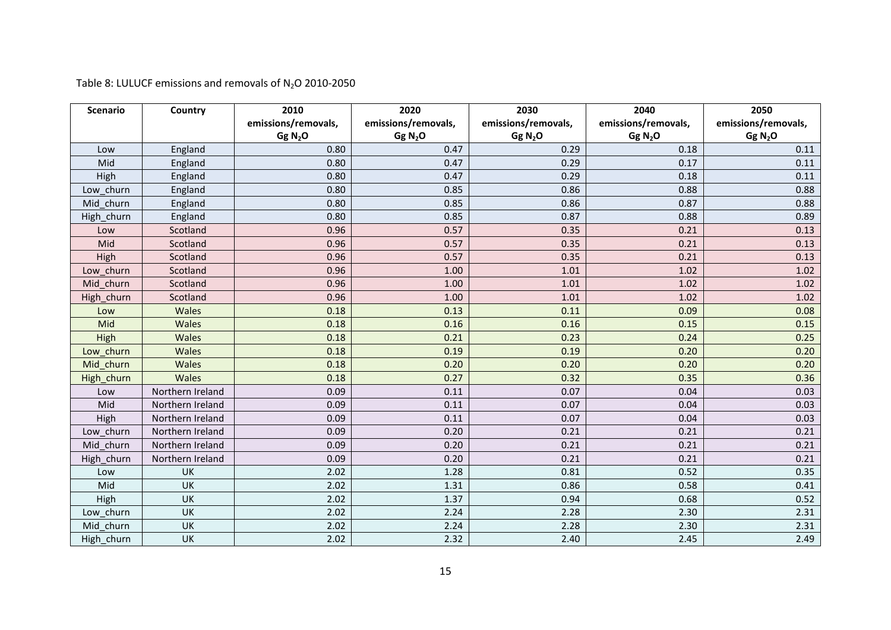Table 8: LULUCF emissions and removals of $N_2O$ 2010-2050

| Scenario | Country | 2010 emissions/removals, Gg $N_2O$ | 2020 emissions/removals, Gg $N_2O$ | 2030 emissions/removals, Gg $N_2O$ | 2040 emissions/removals, Gg $N_2O$ | 2050 emissions/removals, Gg $N_2O$ |
|---|---|---|---|---|---|---|
| Low | England | 0.80 | 0.47 | 0.29 | 0.18 | 0.11 |
| Mid | England | 0.80 | 0.47 | 0.29 | 0.17 | 0.11 |
| High | England | 0.80 | 0.47 | 0.29 | 0.18 | 0.11 |
| Low_churn | England | 0.80 | 0.85 | 0.86 | 0.88 | 0.88 |
| Mid_churn | England | 0.80 | 0.85 | 0.86 | 0.87 | 0.88 |
| High_churn | England | 0.80 | 0.85 | 0.87 | 0.88 | 0.89 |
| Low | Scotland | 0.96 | 0.57 | 0.35 | 0.21 | 0.13 |
| Mid | Scotland | 0.96 | 0.57 | 0.35 | 0.21 | 0.13 |
| High | Scotland | 0.96 | 0.57 | 0.35 | 0.21 | 0.13 |
| Low_churn | Scotland | 0.96 | 1.00 | 1.01 | 1.02 | 1.02 |
| Mid_churn | Scotland | 0.96 | 1.00 | 1.01 | 1.02 | 1.02 |
| High_churn | Scotland | 0.96 | 1.00 | 1.01 | 1.02 | 1.02 |
| Low | Wales | 0.18 | 0.13 | 0.11 | 0.09 | 0.08 |
| Mid | Wales | 0.18 | 0.16 | 0.16 | 0.15 | 0.15 |
| High | Wales | 0.18 | 0.21 | 0.23 | 0.24 | 0.25 |
| Low_churn | Wales | 0.18 | 0.19 | 0.19 | 0.20 | 0.20 |
| Mid_churn | Wales | 0.18 | 0.20 | 0.20 | 0.20 | 0.20 |
| High_churn | Wales | 0.18 | 0.27 | 0.32 | 0.35 | 0.36 |
| Low | Northern Ireland | 0.09 | 0.11 | 0.07 | 0.04 | 0.03 |
| Mid | Northern Ireland | 0.09 | 0.11 | 0.07 | 0.04 | 0.03 |
| High | Northern Ireland | 0.09 | 0.11 | 0.07 | 0.04 | 0.03 |
| Low_churn | Northern Ireland | 0.09 | 0.20 | 0.21 | 0.21 | 0.21 |
| Mid_churn | Northern Ireland | 0.09 | 0.20 | 0.21 | 0.21 | 0.21 |
| High_churn | Northern Ireland | 0.09 | 0.20 | 0.21 | 0.21 | 0.21 |
| Low | UK | 2.02 | 1.28 | 0.81 | 0.52 | 0.35 |
| Mid | UK | 2.02 | 1.31 | 0.86 | 0.58 | 0.41 |
| High | UK | 2.02 | 1.37 | 0.94 | 0.68 | 0.52 |
| Low_churn | UK | 2.02 | 2.24 | 2.28 | 2.30 | 2.31 |
| Mid_churn | UK | 2.02 | 2.24 | 2.28 | 2.30 | 2.31 |
| High_churn | UK | 2.02 | 2.32 | 2.40 | 2.45 | 2.49 |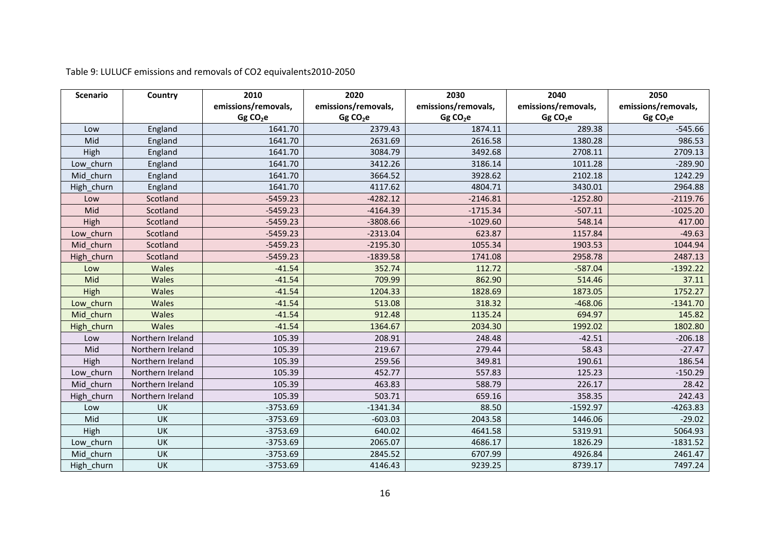Table 9: LULUCF emissions and removals of CO2 equivalents2010-2050

| Scenario | Country | 2010 emissions/removals, Gg $CO_2e$ | 2020 emissions/removals, Gg $CO_2e$ | 2030 emissions/removals, Gg $CO_2e$ | 2040 emissions/removals, Gg $CO_2e$ | 2050 emissions/removals, Gg $CO_2e$ |
|---|---|---|---|---|---|---|
| Low | England | 1641.70 | 2379.43 | 1874.11 | 289.38 | -545.66 |
| Mid | England | 1641.70 | 2631.69 | 2616.58 | 1380.28 | 986.53 |
| High | England | 1641.70 | 3084.79 | 3492.68 | 2708.11 | 2709.13 |
| Low_churn | England | 1641.70 | 3412.26 | 3186.14 | 1011.28 | -289.90 |
| Mid_churn | England | 1641.70 | 3664.52 | 3928.62 | 2102.18 | 1242.29 |
| High_churn | England | 1641.70 | 4117.62 | 4804.71 | 3430.01 | 2964.88 |
| Low | Scotland | -5459.23 | -4282.12 | -2146.81 | -1252.80 | -2119.76 |
| Mid | Scotland | -5459.23 | -4164.39 | -1715.34 | -507.11 | -1025.20 |
| High | Scotland | -5459.23 | -3808.66 | -1029.60 | 548.14 | 417.00 |
| Low_churn | Scotland | -5459.23 | -2313.04 | 623.87 | 1157.84 | -49.63 |
| Mid_churn | Scotland | -5459.23 | -2195.30 | 1055.34 | 1903.53 | 1044.94 |
| High_churn | Scotland | -5459.23 | -1839.58 | 1741.08 | 2958.78 | 2487.13 |
| Low | Wales | -41.54 | 352.74 | 112.72 | -587.04 | -1392.22 |
| Mid | Wales | -41.54 | 709.99 | 862.90 | 514.46 | 37.11 |
| High | Wales | -41.54 | 1204.33 | 1828.69 | 1873.05 | 1752.27 |
| Low_churn | Wales | -41.54 | 513.08 | 318.32 | -468.06 | -1341.70 |
| Mid_churn | Wales | -41.54 | 912.48 | 1135.24 | 694.97 | 145.82 |
| High_churn | Wales | -41.54 | 1364.67 | 2034.30 | 1992.02 | 1802.80 |
| Low | Northern Ireland | 105.39 | 208.91 | 248.48 | -42.51 | -206.18 |
| Mid | Northern Ireland | 105.39 | 219.67 | 279.44 | 58.43 | -27.47 |
| High | Northern Ireland | 105.39 | 259.56 | 349.81 | 190.61 | 186.54 |
| Low_churn | Northern Ireland | 105.39 | 452.77 | 557.83 | 125.23 | -150.29 |
| Mid_churn | Northern Ireland | 105.39 | 463.83 | 588.79 | 226.17 | 28.42 |
| High_churn | Northern Ireland | 105.39 | 503.71 | 659.16 | 358.35 | 242.43 |
| Low | UK | -3753.69 | -1341.34 | 88.50 | -1592.97 | -4263.83 |
| Mid | UK | -3753.69 | -603.03 | 2043.58 | 1446.06 | -29.02 |
| High | UK | -3753.69 | 640.02 | 4641.58 | 5319.91 | 5064.93 |
| Low_churn | UK | -3753.69 | 2065.07 | 4686.17 | 1826.29 | -1831.52 |
| Mid_churn | UK | -3753.69 | 2845.52 | 6707.99 | 4926.84 | 2461.47 |
| High_churn | UK | -3753.69 | 4146.43 | 9239.25 | 8739.17 | 7497.24 |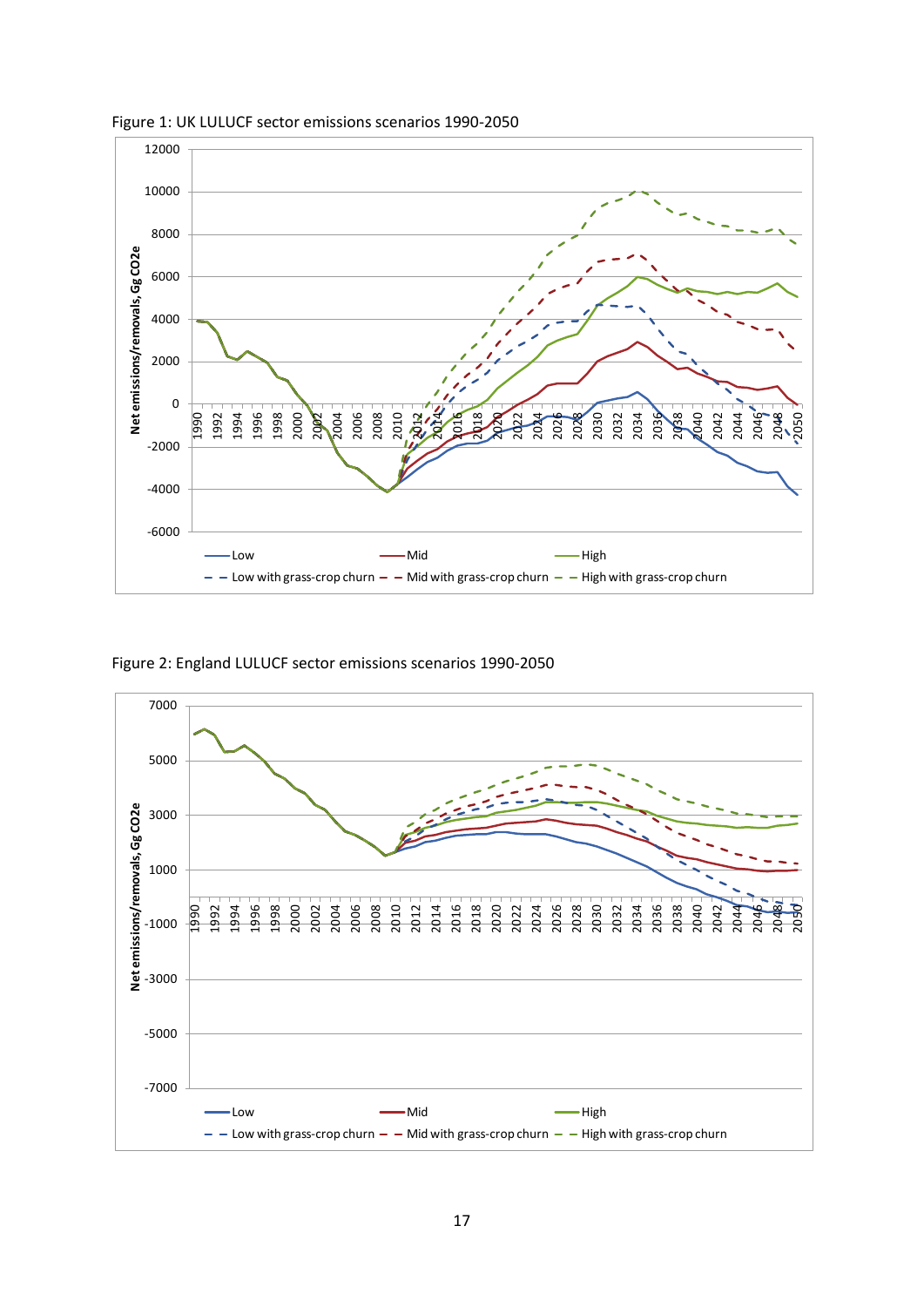Figure 1: UK LULUCF sector emissions scenarios 1990-2050

Figure 2: England LULUCF sector emissions scenarios 1990-2050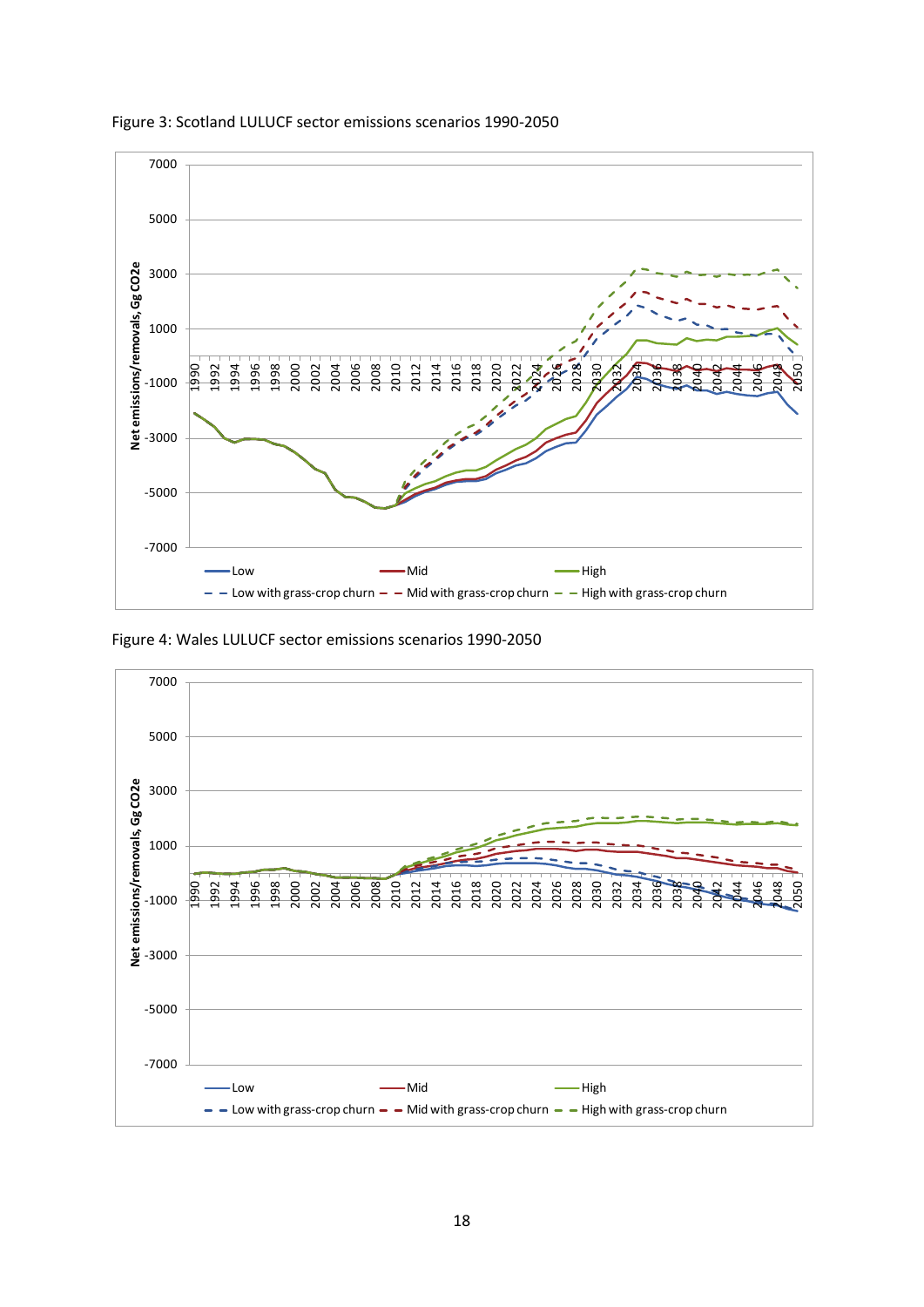Figure 3: Scotland LULUCF sector emissions scenarios 1990-2050

Figure 4: Wales LULUCF sector emissions scenarios 1990-2050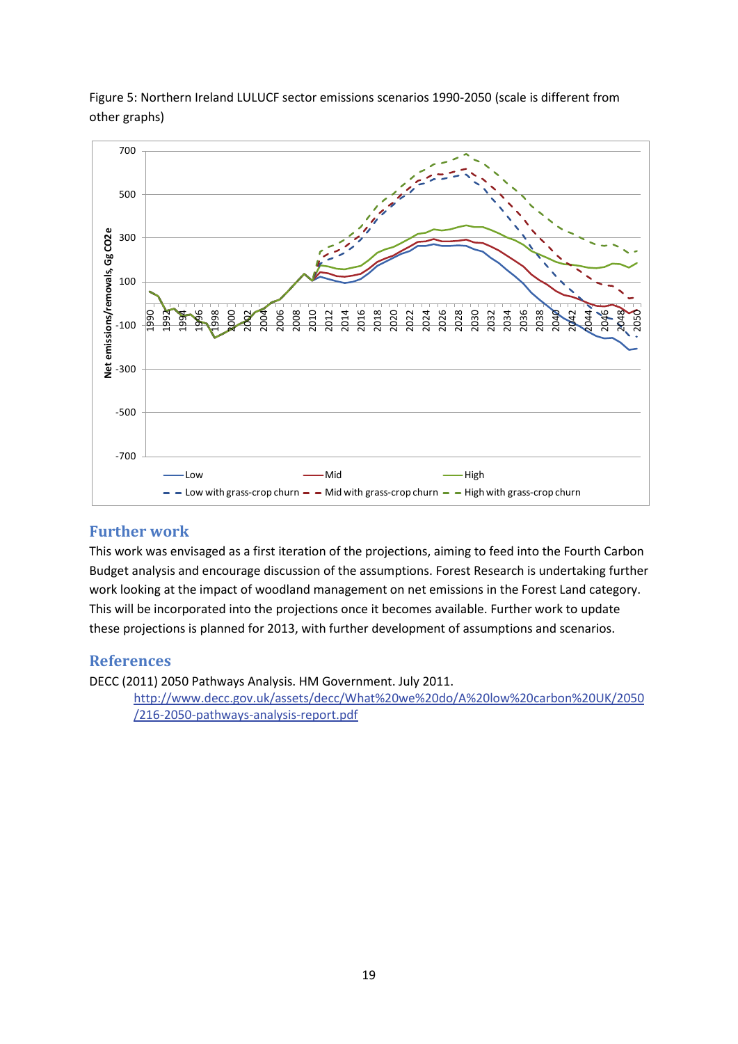Figure 5: Northern Ireland LULUCF sector emissions scenarios 1990-2050 (scale is different from other graphs)

## Further work

This work was envisaged as a first iteration of the projections, aiming to feed into the Fourth Carbon Budget analysis and encourage discussion of the assumptions. Forest Research is undertaking further work looking at the impact of woodland management on net emissions in the Forest Land category. This will be incorporated into the projections once it becomes available. Further work to update these projections is planned for 2013, with further development of assumptions and scenarios.

## References

DECC (2011) 2050 Pathways Analysis. HM Government. July 2011.
http://www.decc.gov.uk/assets/decc/What%20we%20do/A%20low%20carbon%20UK/2050/216-2050-pathways-analysis-report.pdf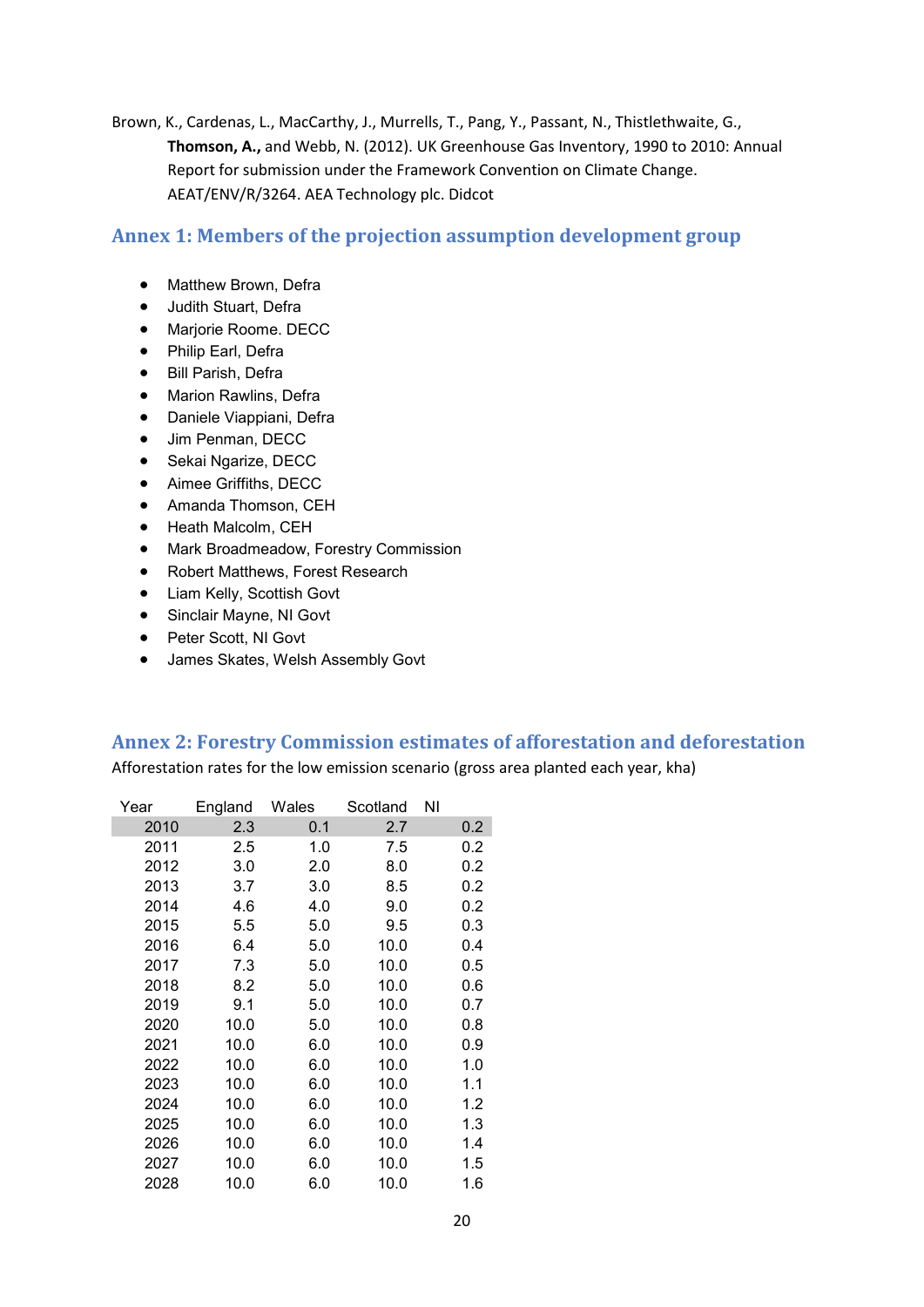Brown, K., Cardenas, L., MacCarthy, J., Murrells, T., Pang, Y., Passant, N., Thistlethwaite, G., **Thomson, A.,** and Webb, N. (2012). UK Greenhouse Gas Inventory, 1990 to 2010: Annual Report for submission under the Framework Convention on Climate Change. AEAT/ENV/R/3264. AEA Technology plc. Didcot

## Annex 1: Members of the projection assumption development group

- Matthew Brown, Defra
- Judith Stuart, Defra
- Marjorie Roome. DECC
- Philip Earl, Defra
- Bill Parish, Defra
- Marion Rawlins, Defra
- Daniele Viappiani, Defra
- Jim Penman, DECC
- Sekai Ngarize, DECC
- Aimee Griffiths, DECC
- Amanda Thomson, CEH
- Heath Malcolm, CEH
- Mark Broadmeadow, Forestry Commission
- Robert Matthews, Forest Research
- Liam Kelly, Scottish Govt
- Sinclair Mayne, NI Govt
- Peter Scott, NI Govt
- James Skates, Welsh Assembly Govt

## Annex 2: Forestry Commission estimates of afforestation and deforestation

Afforestation rates for the low emission scenario (gross area planted each year, kha)

| Year | England | Wales | Scotland | NI |
|---|---|---|---|---|
| 2010 | 2.3 | 0.1 | 2.7 | 0.2 |
| 2011 | 2.5 | 1.0 | 7.5 | 0.2 |
| 2012 | 3.0 | 2.0 | 8.0 | 0.2 |
| 2013 | 3.7 | 3.0 | 8.5 | 0.2 |
| 2014 | 4.6 | 4.0 | 9.0 | 0.2 |
| 2015 | 5.5 | 5.0 | 9.5 | 0.3 |
| 2016 | 6.4 | 5.0 | 10.0 | 0.4 |
| 2017 | 7.3 | 5.0 | 10.0 | 0.5 |
| 2018 | 8.2 | 5.0 | 10.0 | 0.6 |
| 2019 | 9.1 | 5.0 | 10.0 | 0.7 |
| 2020 | 10.0 | 5.0 | 10.0 | 0.8 |
| 2021 | 10.0 | 6.0 | 10.0 | 0.9 |
| 2022 | 10.0 | 6.0 | 10.0 | 1.0 |
| 2023 | 10.0 | 6.0 | 10.0 | 1.1 |
| 2024 | 10.0 | 6.0 | 10.0 | 1.2 |
| 2025 | 10.0 | 6.0 | 10.0 | 1.3 |
| 2026 | 10.0 | 6.0 | 10.0 | 1.4 |
| 2027 | 10.0 | 6.0 | 10.0 | 1.5 |
| 2028 | 10.0 | 6.0 | 10.0 | 1.6 |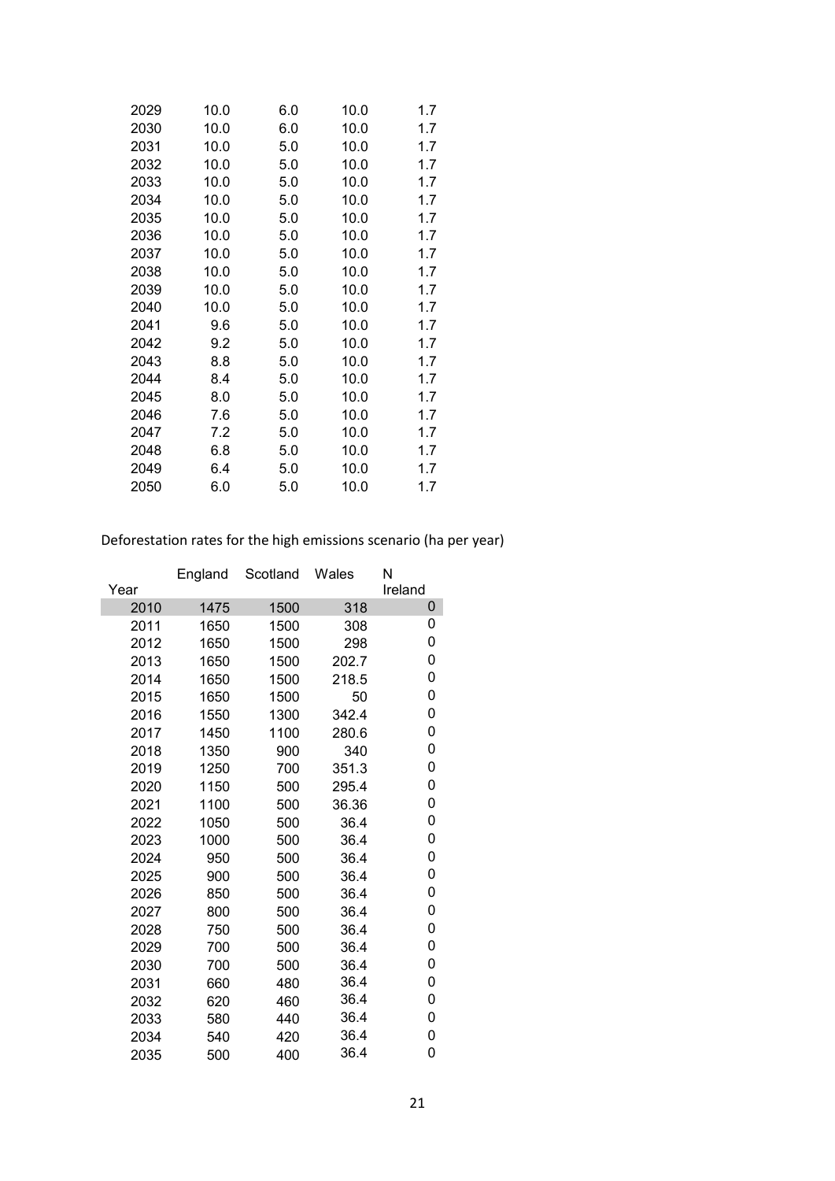| | | | | |
|---|---|---|---|---|
| 2029 | 10.0 | 6.0 | 10.0 | 1.7 |
| 2030 | 10.0 | 6.0 | 10.0 | 1.7 |
| 2031 | 10.0 | 5.0 | 10.0 | 1.7 |
| 2032 | 10.0 | 5.0 | 10.0 | 1.7 |
| 2033 | 10.0 | 5.0 | 10.0 | 1.7 |
| 2034 | 10.0 | 5.0 | 10.0 | 1.7 |
| 2035 | 10.0 | 5.0 | 10.0 | 1.7 |
| 2036 | 10.0 | 5.0 | 10.0 | 1.7 |
| 2037 | 10.0 | 5.0 | 10.0 | 1.7 |
| 2038 | 10.0 | 5.0 | 10.0 | 1.7 |
| 2039 | 10.0 | 5.0 | 10.0 | 1.7 |
| 2040 | 10.0 | 5.0 | 10.0 | 1.7 |
| 2041 | 9.6 | 5.0 | 10.0 | 1.7 |
| 2042 | 9.2 | 5.0 | 10.0 | 1.7 |
| 2043 | 8.8 | 5.0 | 10.0 | 1.7 |
| 2044 | 8.4 | 5.0 | 10.0 | 1.7 |
| 2045 | 8.0 | 5.0 | 10.0 | 1.7 |
| 2046 | 7.6 | 5.0 | 10.0 | 1.7 |
| 2047 | 7.2 | 5.0 | 10.0 | 1.7 |
| 2048 | 6.8 | 5.0 | 10.0 | 1.7 |
| 2049 | 6.4 | 5.0 | 10.0 | 1.7 |
| 2050 | 6.0 | 5.0 | 10.0 | 1.7 |

Deforestation rates for the high emissions scenario (ha per year)

| Year | England | Scotland | Wales | N Ireland |
|---|---|---|---|---|
| 2010 | 1475 | 1500 | 318 | 0 |
| 2011 | 1650 | 1500 | 308 | 0 |
| 2012 | 1650 | 1500 | 298 | 0 |
| 2013 | 1650 | 1500 | 202.7 | 0 |
| 2014 | 1650 | 1500 | 218.5 | 0 |
| 2015 | 1650 | 1500 | 50 | 0 |
| 2016 | 1550 | 1300 | 342.4 | 0 |
| 2017 | 1450 | 1100 | 280.6 | 0 |
| 2018 | 1350 | 900 | 340 | 0 |
| 2019 | 1250 | 700 | 351.3 | 0 |
| 2020 | 1150 | 500 | 295.4 | 0 |
| 2021 | 1100 | 500 | 36.36 | 0 |
| 2022 | 1050 | 500 | 36.4 | 0 |
| 2023 | 1000 | 500 | 36.4 | 0 |
| 2024 | 950 | 500 | 36.4 | 0 |
| 2025 | 900 | 500 | 36.4 | 0 |
| 2026 | 850 | 500 | 36.4 | 0 |
| 2027 | 800 | 500 | 36.4 | 0 |
| 2028 | 750 | 500 | 36.4 | 0 |
| 2029 | 700 | 500 | 36.4 | 0 |
| 2030 | 700 | 500 | 36.4 | 0 |
| 2031 | 660 | 480 | 36.4 | 0 |
| 2032 | 620 | 460 | 36.4 | 0 |
| 2033 | 580 | 440 | 36.4 | 0 |
| 2034 | 540 | 420 | 36.4 | 0 |
| 2035 | 500 | 400 | 36.4 | 0 |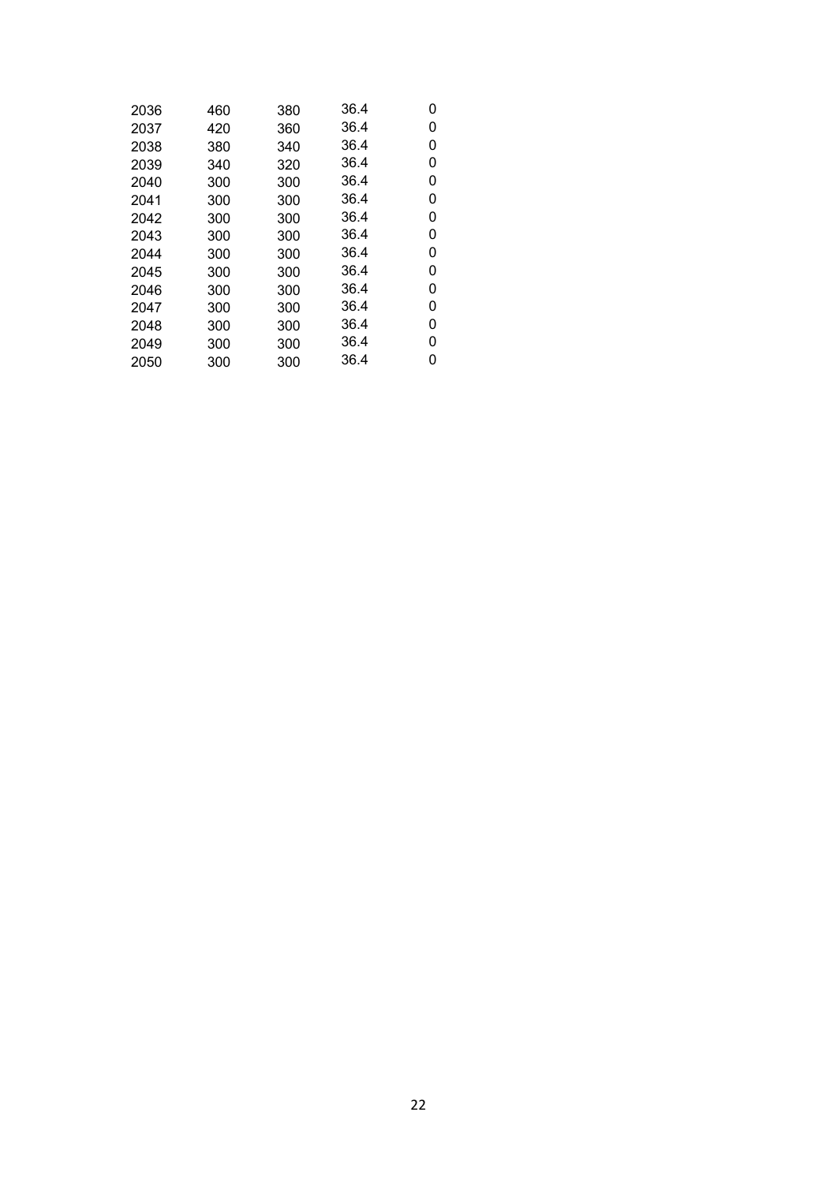| | | | | |
|---|---|---|---|---|
| 2036 | 460 | 380 | 36.4 | 0 |
| 2037 | 420 | 360 | 36.4 | 0 |
| 2038 | 380 | 340 | 36.4 | 0 |
| 2039 | 340 | 320 | 36.4 | 0 |
| 2040 | 300 | 300 | 36.4 | 0 |
| 2041 | 300 | 300 | 36.4 | 0 |
| 2042 | 300 | 300 | 36.4 | 0 |
| 2043 | 300 | 300 | 36.4 | 0 |
| 2044 | 300 | 300 | 36.4 | 0 |
| 2045 | 300 | 300 | 36.4 | 0 |
| 2046 | 300 | 300 | 36.4 | 0 |
| 2047 | 300 | 300 | 36.4 | 0 |
| 2048 | 300 | 300 | 36.4 | 0 |
| 2049 | 300 | 300 | 36.4 | 0 |
| 2050 | 300 | 300 | 36.4 | 0 |